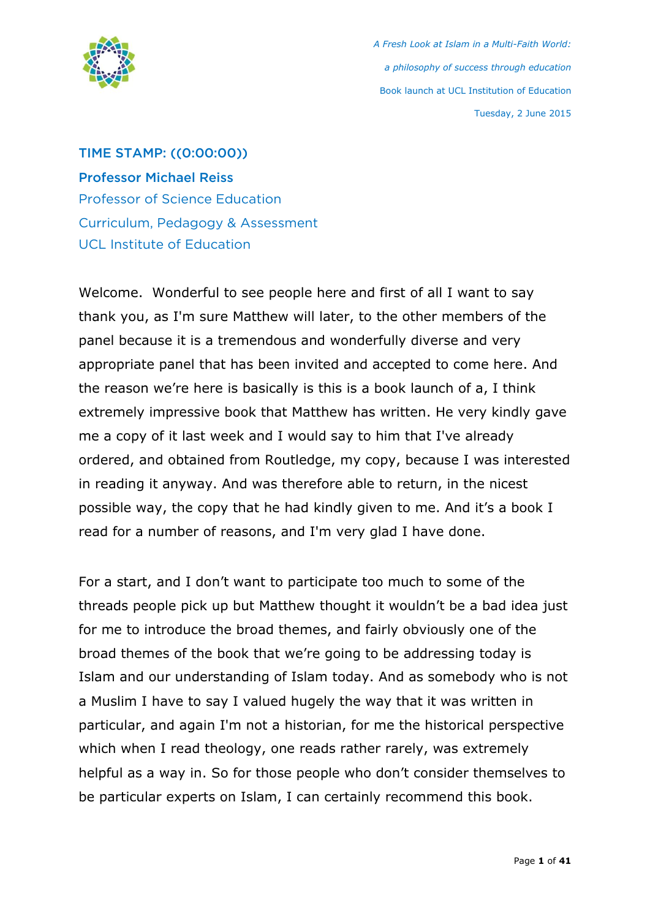*A Fresh Look at Islam in a Multi-Faith World: a philosophy of success through education*

Book launch at UCL Institution of Education

Tuesday, 2 June 2015

## TIME STAMP: ((0:00:00))

**Professor Michael Reiss**
Professor of Science Education
Curriculum, Pedagogy & Assessment
UCL Institute of Education

Welcome. Wonderful to see people here and first of all I want to say thank you, as I'm sure Matthew will later, to the other members of the panel because it is a tremendous and wonderfully diverse and very appropriate panel that has been invited and accepted to come here. And the reason we're here is basically is this is a book launch of a, I think extremely impressive book that Matthew has written. He very kindly gave me a copy of it last week and I would say to him that I've already ordered, and obtained from Routledge, my copy, because I was interested in reading it anyway. And was therefore able to return, in the nicest possible way, the copy that he had kindly given to me. And it's a book I read for a number of reasons, and I'm very glad I have done.

For a start, and I don't want to participate too much to some of the threads people pick up but Matthew thought it wouldn't be a bad idea just for me to introduce the broad themes, and fairly obviously one of the broad themes of the book that we're going to be addressing today is Islam and our understanding of Islam today. And as somebody who is not a Muslim I have to say I valued hugely the way that it was written in particular, and again I'm not a historian, for me the historical perspective which when I read theology, one reads rather rarely, was extremely helpful as a way in. So for those people who don't consider themselves to be particular experts on Islam, I can certainly recommend this book.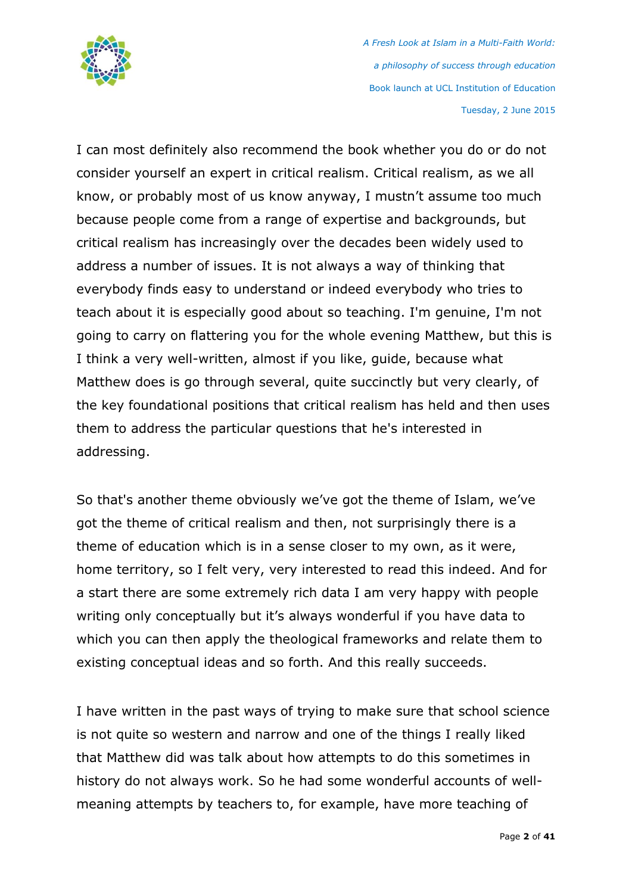I can most definitely also recommend the book whether you do or do not consider yourself an expert in critical realism. Critical realism, as we all know, or probably most of us know anyway, I mustn't assume too much because people come from a range of expertise and backgrounds, but critical realism has increasingly over the decades been widely used to address a number of issues. It is not always a way of thinking that everybody finds easy to understand or indeed everybody who tries to teach about it is especially good about so teaching. I'm genuine, I'm not going to carry on flattering you for the whole evening Matthew, but this is I think a very well-written, almost if you like, guide, because what Matthew does is go through several, quite succinctly but very clearly, of the key foundational positions that critical realism has held and then uses them to address the particular questions that he's interested in addressing.

So that's another theme obviously we've got the theme of Islam, we've got the theme of critical realism and then, not surprisingly there is a theme of education which is in a sense closer to my own, as it were, home territory, so I felt very, very interested to read this indeed. And for a start there are some extremely rich data I am very happy with people writing only conceptually but it's always wonderful if you have data to which you can then apply the theological frameworks and relate them to existing conceptual ideas and so forth. And this really succeeds.

I have written in the past ways of trying to make sure that school science is not quite so western and narrow and one of the things I really liked that Matthew did was talk about how attempts to do this sometimes in history do not always work. So he had some wonderful accounts of well-meaning attempts by teachers to, for example, have more teaching of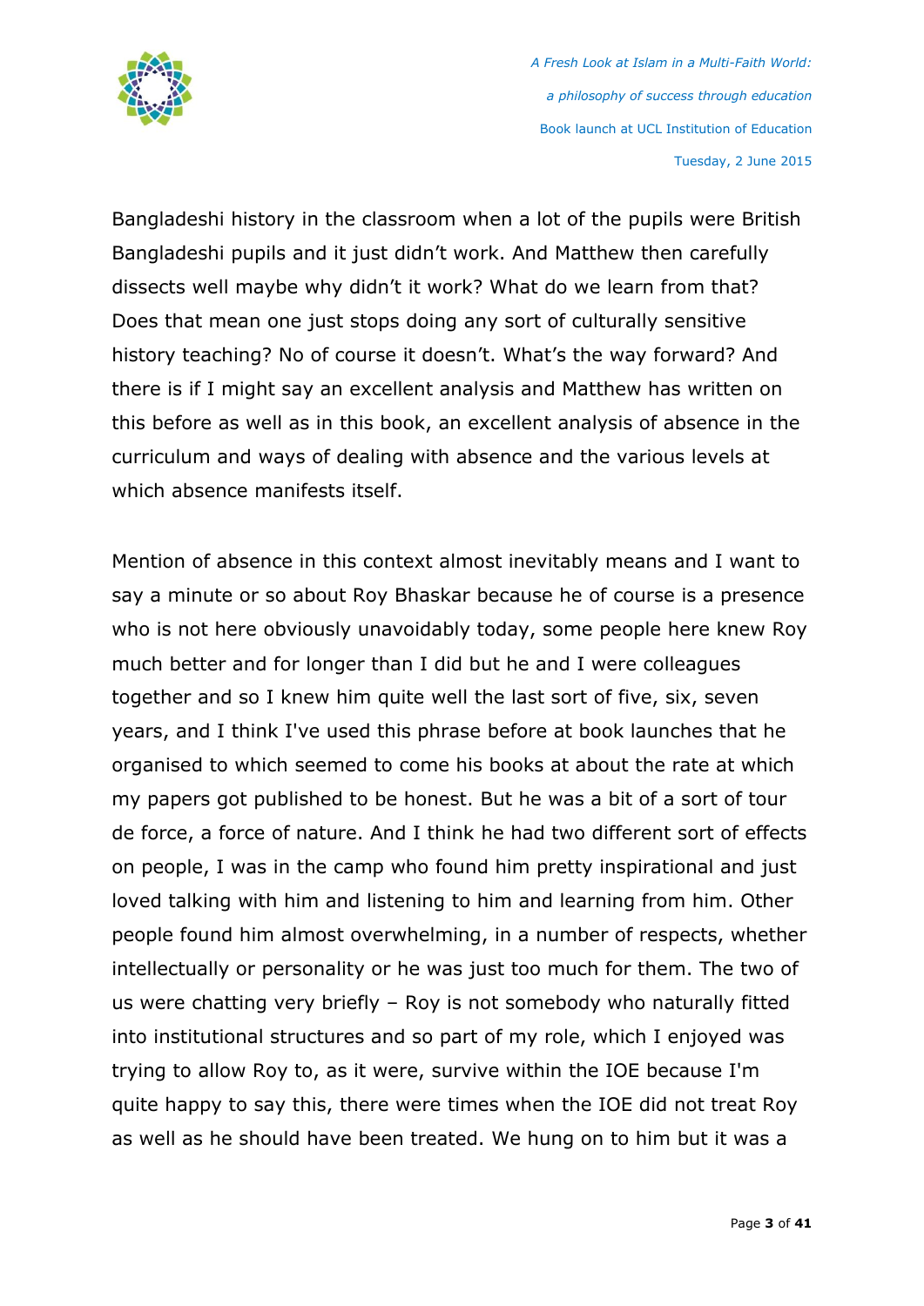Bangladeshi history in the classroom when a lot of the pupils were British Bangladeshi pupils and it just didn't work. And Matthew then carefully dissects well maybe why didn't it work? What do we learn from that? Does that mean one just stops doing any sort of culturally sensitive history teaching? No of course it doesn't. What's the way forward? And there is if I might say an excellent analysis and Matthew has written on this before as well as in this book, an excellent analysis of absence in the curriculum and ways of dealing with absence and the various levels at which absence manifests itself.

Mention of absence in this context almost inevitably means and I want to say a minute or so about Roy Bhaskar because he of course is a presence who is not here obviously unavoidably today, some people here knew Roy much better and for longer than I did but he and I were colleagues together and so I knew him quite well the last sort of five, six, seven years, and I think I've used this phrase before at book launches that he organised to which seemed to come his books at about the rate at which my papers got published to be honest. But he was a bit of a sort of tour de force, a force of nature. And I think he had two different sort of effects on people, I was in the camp who found him pretty inspirational and just loved talking with him and listening to him and learning from him. Other people found him almost overwhelming, in a number of respects, whether intellectually or personality or he was just too much for them. The two of us were chatting very briefly – Roy is not somebody who naturally fitted into institutional structures and so part of my role, which I enjoyed was trying to allow Roy to, as it were, survive within the IOE because I'm quite happy to say this, there were times when the IOE did not treat Roy as well as he should have been treated. We hung on to him but it was a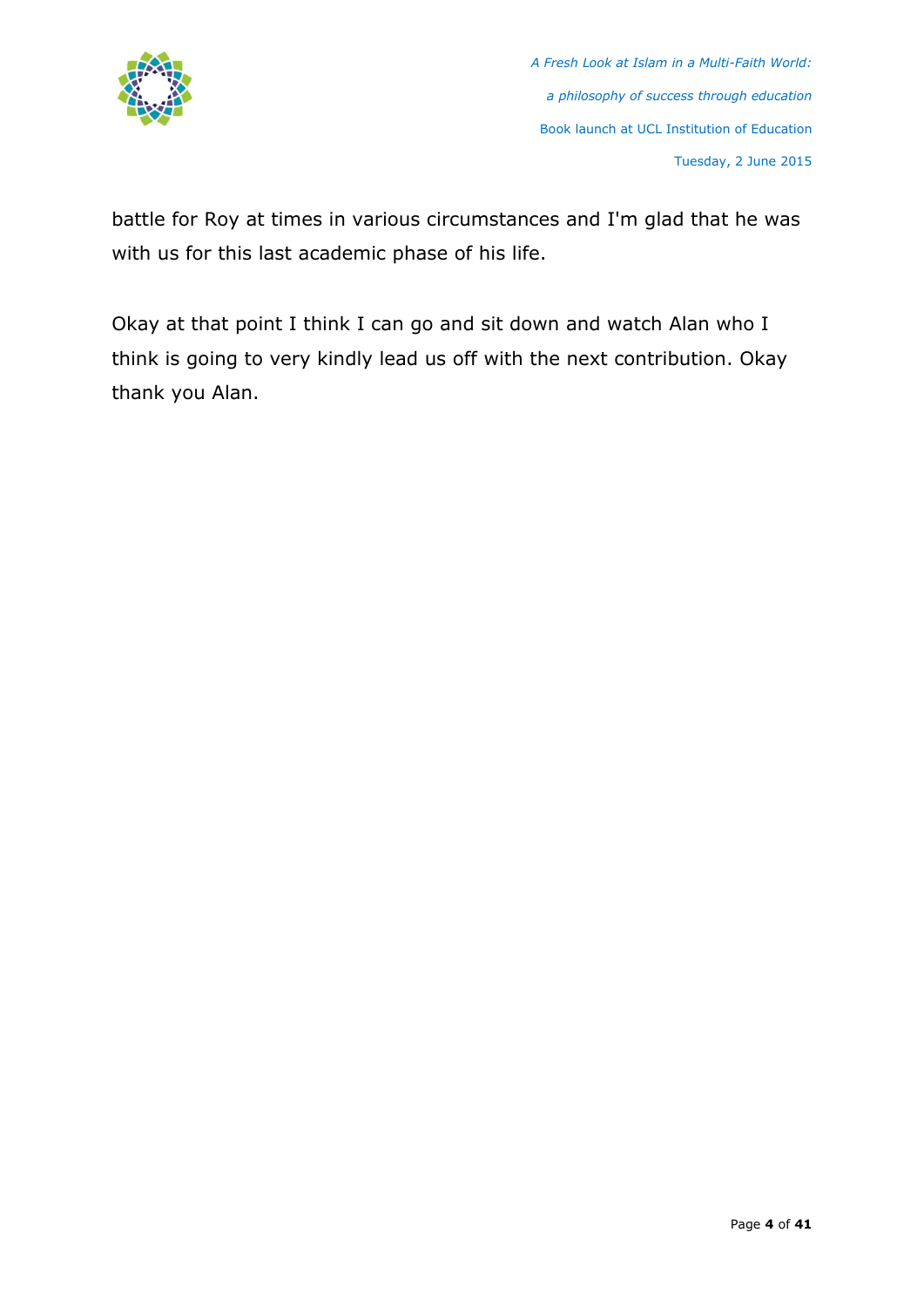battle for Roy at times in various circumstances and I'm glad that he was with us for this last academic phase of his life.

Okay at that point I think I can go and sit down and watch Alan who I think is going to very kindly lead us off with the next contribution. Okay thank you Alan.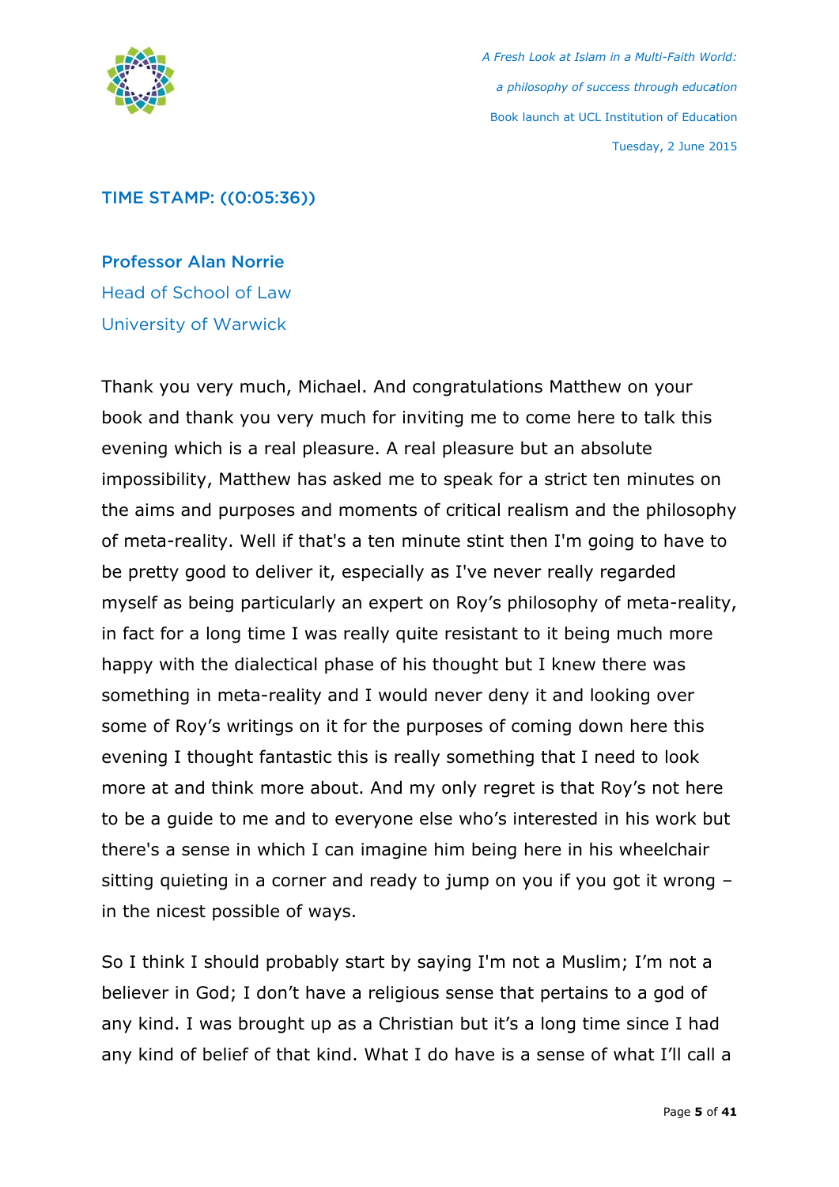TIME STAMP: ((0:05:36))

**Professor Alan Norrie**
Head of School of Law
University of Warwick

Thank you very much, Michael. And congratulations Matthew on your book and thank you very much for inviting me to come here to talk this evening which is a real pleasure. A real pleasure but an absolute impossibility, Matthew has asked me to speak for a strict ten minutes on the aims and purposes and moments of critical realism and the philosophy of meta-reality. Well if that's a ten minute stint then I'm going to have to be pretty good to deliver it, especially as I've never really regarded myself as being particularly an expert on Roy's philosophy of meta-reality, in fact for a long time I was really quite resistant to it being much more happy with the dialectical phase of his thought but I knew there was something in meta-reality and I would never deny it and looking over some of Roy's writings on it for the purposes of coming down here this evening I thought fantastic this is really something that I need to look more at and think more about. And my only regret is that Roy's not here to be a guide to me and to everyone else who's interested in his work but there's a sense in which I can imagine him being here in his wheelchair sitting quieting in a corner and ready to jump on you if you got it wrong – in the nicest possible of ways.

So I think I should probably start by saying I'm not a Muslim; I'm not a believer in God; I don't have a religious sense that pertains to a god of any kind. I was brought up as a Christian but it's a long time since I had any kind of belief of that kind. What I do have is a sense of what I'll call a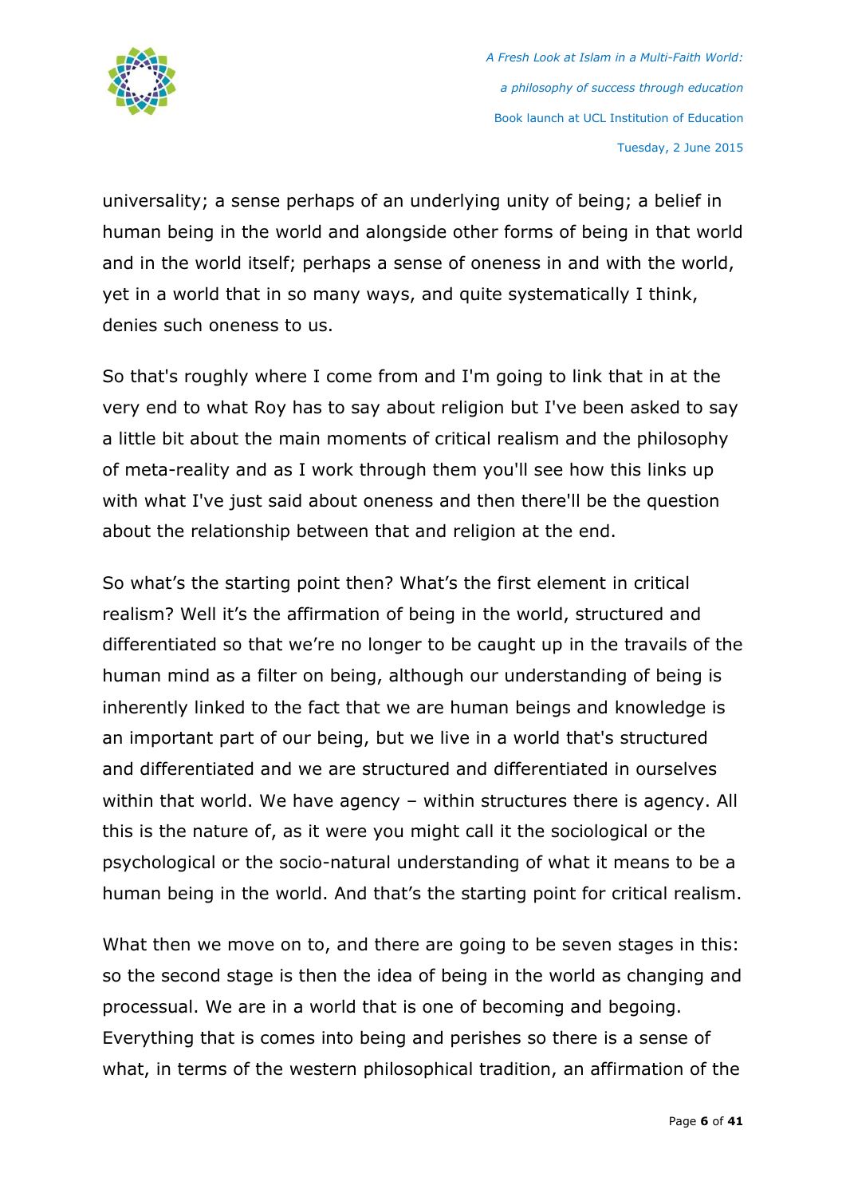universality; a sense perhaps of an underlying unity of being; a belief in human being in the world and alongside other forms of being in that world and in the world itself; perhaps a sense of oneness in and with the world, yet in a world that in so many ways, and quite systematically I think, denies such oneness to us.

So that's roughly where I come from and I'm going to link that in at the very end to what Roy has to say about religion but I've been asked to say a little bit about the main moments of critical realism and the philosophy of meta-reality and as I work through them you'll see how this links up with what I've just said about oneness and then there'll be the question about the relationship between that and religion at the end.

So what's the starting point then? What's the first element in critical realism? Well it's the affirmation of being in the world, structured and differentiated so that we're no longer to be caught up in the travails of the human mind as a filter on being, although our understanding of being is inherently linked to the fact that we are human beings and knowledge is an important part of our being, but we live in a world that's structured and differentiated and we are structured and differentiated in ourselves within that world. We have agency – within structures there is agency. All this is the nature of, as it were you might call it the sociological or the psychological or the socio-natural understanding of what it means to be a human being in the world. And that's the starting point for critical realism.

What then we move on to, and there are going to be seven stages in this: so the second stage is then the idea of being in the world as changing and processual. We are in a world that is one of becoming and begoing. Everything that is comes into being and perishes so there is a sense of what, in terms of the western philosophical tradition, an affirmation of the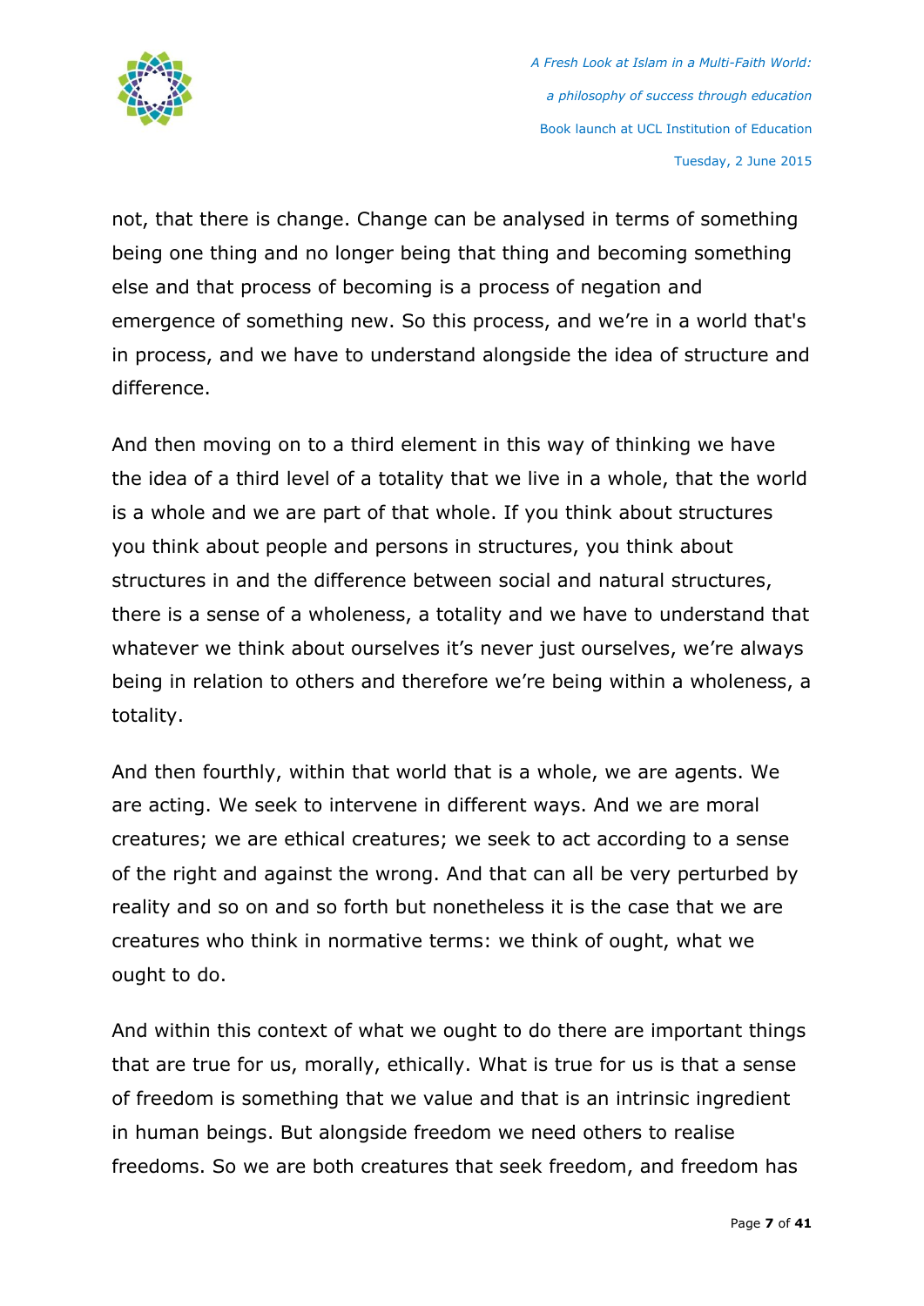not, that there is change. Change can be analysed in terms of something being one thing and no longer being that thing and becoming something else and that process of becoming is a process of negation and emergence of something new. So this process, and we're in a world that's in process, and we have to understand alongside the idea of structure and difference.

And then moving on to a third element in this way of thinking we have the idea of a third level of a totality that we live in a whole, that the world is a whole and we are part of that whole. If you think about structures you think about people and persons in structures, you think about structures in and the difference between social and natural structures, there is a sense of a wholeness, a totality and we have to understand that whatever we think about ourselves it's never just ourselves, we're always being in relation to others and therefore we're being within a wholeness, a totality.

And then fourthly, within that world that is a whole, we are agents. We are acting. We seek to intervene in different ways. And we are moral creatures; we are ethical creatures; we seek to act according to a sense of the right and against the wrong. And that can all be very perturbed by reality and so on and so forth but nonetheless it is the case that we are creatures who think in normative terms: we think of ought, what we ought to do.

And within this context of what we ought to do there are important things that are true for us, morally, ethically. What is true for us is that a sense of freedom is something that we value and that is an intrinsic ingredient in human beings. But alongside freedom we need others to realise freedoms. So we are both creatures that seek freedom, and freedom has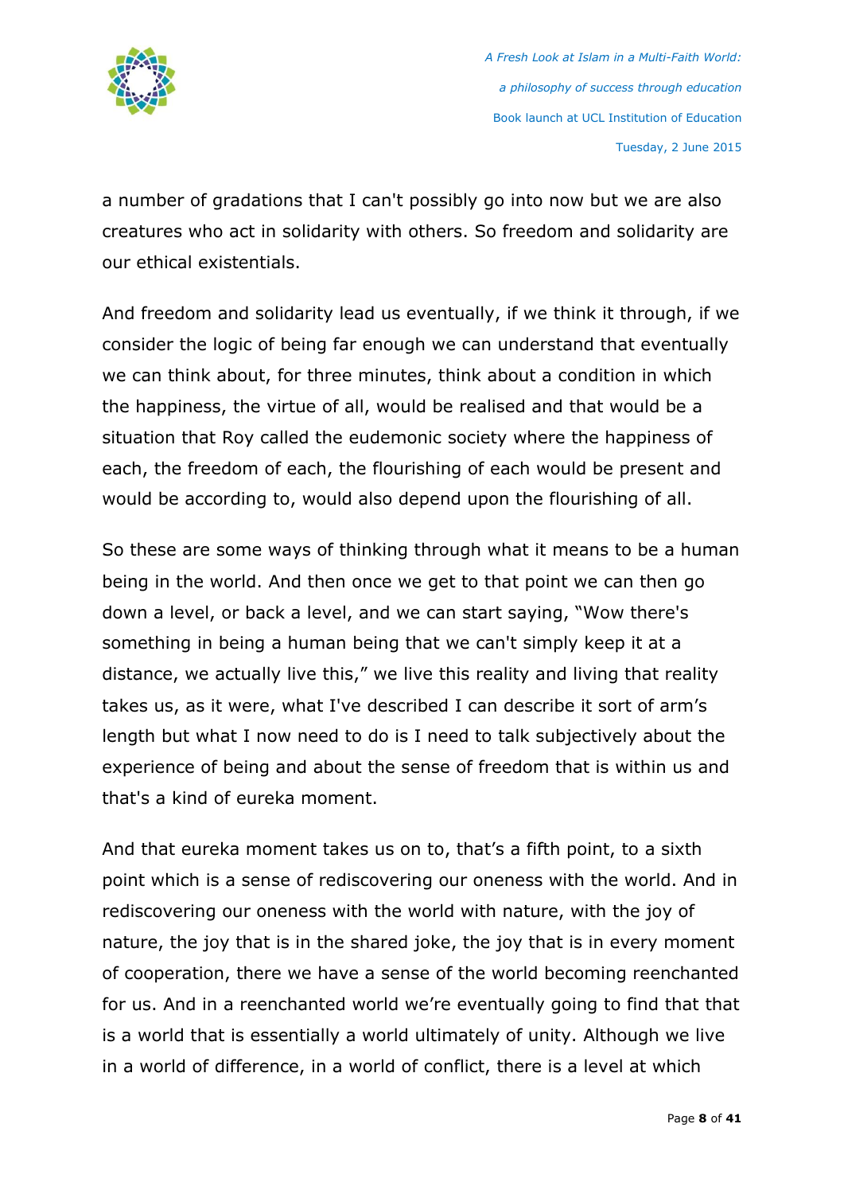a number of gradations that I can't possibly go into now but we are also creatures who act in solidarity with others. So freedom and solidarity are our ethical existentials.

And freedom and solidarity lead us eventually, if we think it through, if we consider the logic of being far enough we can understand that eventually we can think about, for three minutes, think about a condition in which the happiness, the virtue of all, would be realised and that would be a situation that Roy called the eudemonic society where the happiness of each, the freedom of each, the flourishing of each would be present and would be according to, would also depend upon the flourishing of all.

So these are some ways of thinking through what it means to be a human being in the world. And then once we get to that point we can then go down a level, or back a level, and we can start saying, "Wow there's something in being a human being that we can't simply keep it at a distance, we actually live this," we live this reality and living that reality takes us, as it were, what I've described I can describe it sort of arm's length but what I now need to do is I need to talk subjectively about the experience of being and about the sense of freedom that is within us and that's a kind of eureka moment.

And that eureka moment takes us on to, that's a fifth point, to a sixth point which is a sense of rediscovering our oneness with the world. And in rediscovering our oneness with the world with nature, with the joy of nature, the joy that is in the shared joke, the joy that is in every moment of cooperation, there we have a sense of the world becoming reenchanted for us. And in a reenchanted world we're eventually going to find that that is a world that is essentially a world ultimately of unity. Although we live in a world of difference, in a world of conflict, there is a level at which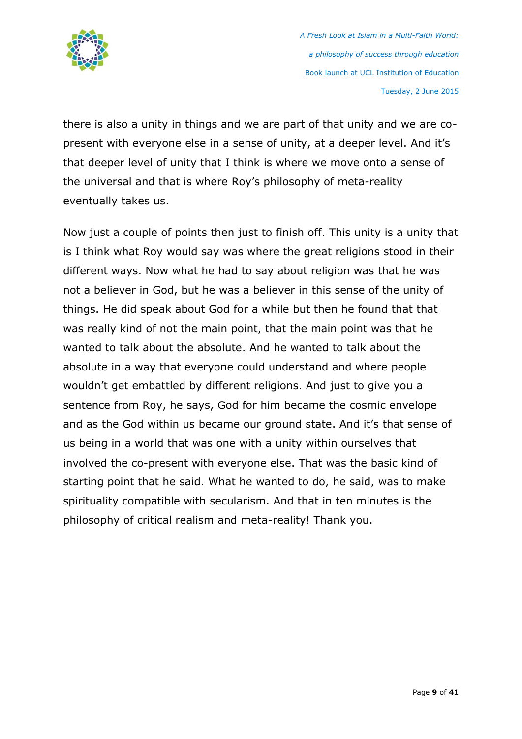there is also a unity in things and we are part of that unity and we are co-present with everyone else in a sense of unity, at a deeper level. And it's that deeper level of unity that I think is where we move onto a sense of the universal and that is where Roy's philosophy of meta-reality eventually takes us.

Now just a couple of points then just to finish off. This unity is a unity that is I think what Roy would say was where the great religions stood in their different ways. Now what he had to say about religion was that he was not a believer in God, but he was a believer in this sense of the unity of things. He did speak about God for a while but then he found that that was really kind of not the main point, that the main point was that he wanted to talk about the absolute. And he wanted to talk about the absolute in a way that everyone could understand and where people wouldn't get embattled by different religions. And just to give you a sentence from Roy, he says, God for him became the cosmic envelope and as the God within us became our ground state. And it's that sense of us being in a world that was one with a unity within ourselves that involved the co-present with everyone else. That was the basic kind of starting point that he said. What he wanted to do, he said, was to make spirituality compatible with secularism. And that in ten minutes is the philosophy of critical realism and meta-reality! Thank you.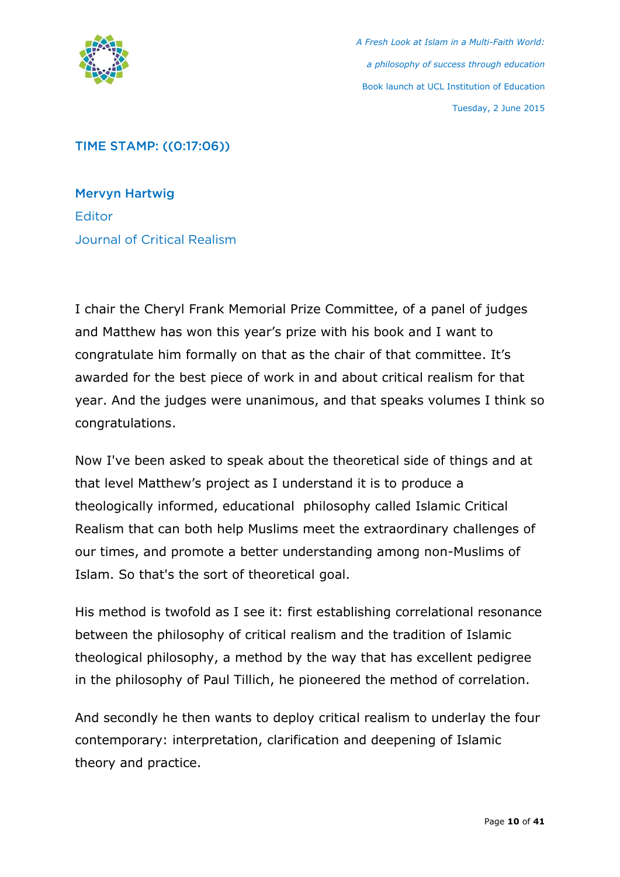TIME STAMP: ((0:17:06))

**Mervyn Hartwig**
Editor
Journal of Critical Realism

I chair the Cheryl Frank Memorial Prize Committee, of a panel of judges and Matthew has won this year's prize with his book and I want to congratulate him formally on that as the chair of that committee. It's awarded for the best piece of work in and about critical realism for that year. And the judges were unanimous, and that speaks volumes I think so congratulations.

Now I've been asked to speak about the theoretical side of things and at that level Matthew's project as I understand it is to produce a theologically informed, educational philosophy called Islamic Critical Realism that can both help Muslims meet the extraordinary challenges of our times, and promote a better understanding among non-Muslims of Islam. So that's the sort of theoretical goal.

His method is twofold as I see it: first establishing correlational resonance between the philosophy of critical realism and the tradition of Islamic theological philosophy, a method by the way that has excellent pedigree in the philosophy of Paul Tillich, he pioneered the method of correlation.

And secondly he then wants to deploy critical realism to underlay the four contemporary: interpretation, clarification and deepening of Islamic theory and practice.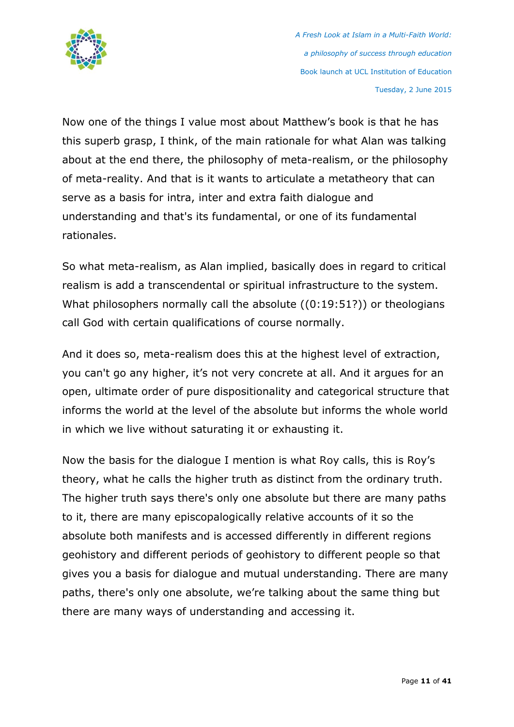Now one of the things I value most about Matthew's book is that he has this superb grasp, I think, of the main rationale for what Alan was talking about at the end there, the philosophy of meta-realism, or the philosophy of meta-reality. And that is it wants to articulate a metatheory that can serve as a basis for intra, inter and extra faith dialogue and understanding and that's its fundamental, or one of its fundamental rationales.

So what meta-realism, as Alan implied, basically does in regard to critical realism is add a transcendental or spiritual infrastructure to the system. What philosophers normally call the absolute ((0:19:51?)) or theologians call God with certain qualifications of course normally.

And it does so, meta-realism does this at the highest level of extraction, you can't go any higher, it's not very concrete at all. And it argues for an open, ultimate order of pure dispositionality and categorical structure that informs the world at the level of the absolute but informs the whole world in which we live without saturating it or exhausting it.

Now the basis for the dialogue I mention is what Roy calls, this is Roy's theory, what he calls the higher truth as distinct from the ordinary truth. The higher truth says there's only one absolute but there are many paths to it, there are many episcopalogically relative accounts of it so the absolute both manifests and is accessed differently in different regions geohistory and different periods of geohistory to different people so that gives you a basis for dialogue and mutual understanding. There are many paths, there's only one absolute, we're talking about the same thing but there are many ways of understanding and accessing it.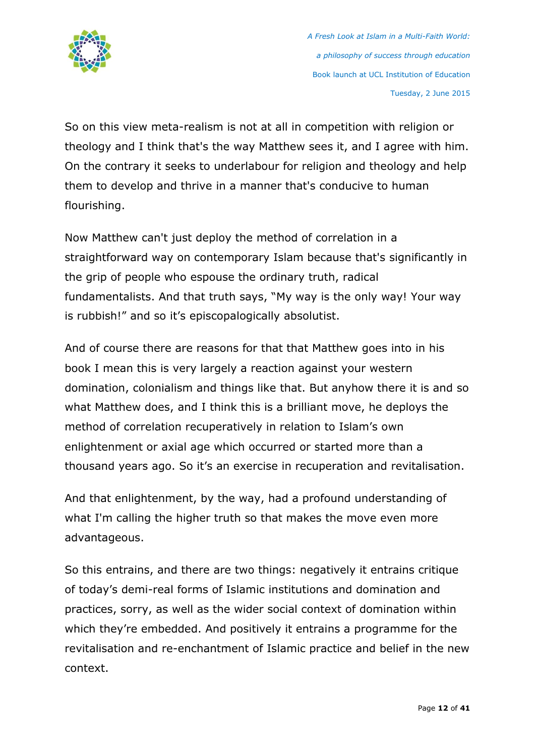So on this view meta-realism is not at all in competition with religion or theology and I think that's the way Matthew sees it, and I agree with him. On the contrary it seeks to underlabour for religion and theology and help them to develop and thrive in a manner that's conducive to human flourishing.

Now Matthew can't just deploy the method of correlation in a straightforward way on contemporary Islam because that's significantly in the grip of people who espouse the ordinary truth, radical fundamentalists. And that truth says, "My way is the only way! Your way is rubbish!" and so it's episcopalogically absolutist.

And of course there are reasons for that that Matthew goes into in his book I mean this is very largely a reaction against your western domination, colonialism and things like that. But anyhow there it is and so what Matthew does, and I think this is a brilliant move, he deploys the method of correlation recuperatively in relation to Islam's own enlightenment or axial age which occurred or started more than a thousand years ago. So it's an exercise in recuperation and revitalisation.

And that enlightenment, by the way, had a profound understanding of what I'm calling the higher truth so that makes the move even more advantageous.

So this entrains, and there are two things: negatively it entrains critique of today's demi-real forms of Islamic institutions and domination and practices, sorry, as well as the wider social context of domination within which they're embedded. And positively it entrains a programme for the revitalisation and re-enchantment of Islamic practice and belief in the new context.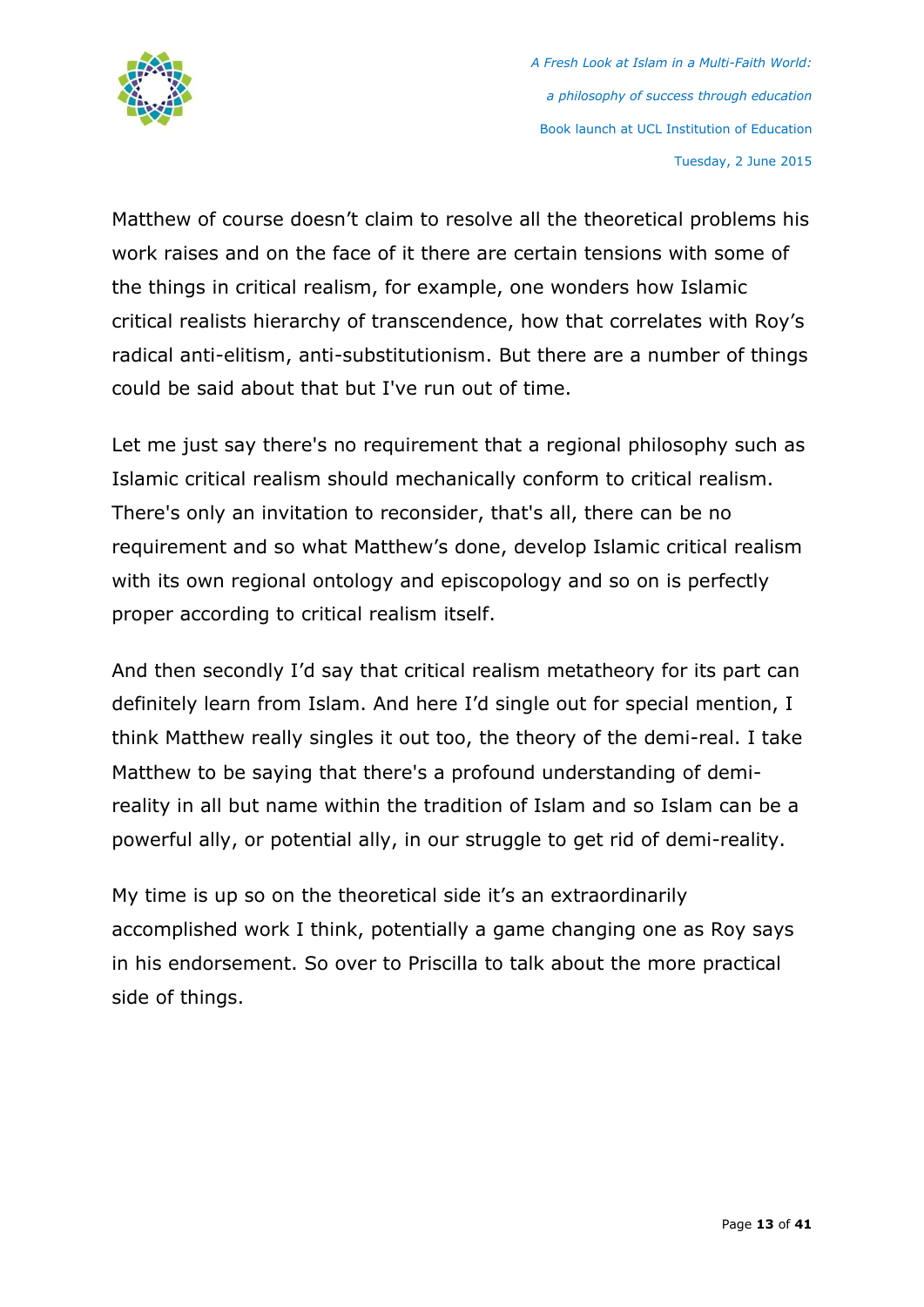Matthew of course doesn't claim to resolve all the theoretical problems his work raises and on the face of it there are certain tensions with some of the things in critical realism, for example, one wonders how Islamic critical realists hierarchy of transcendence, how that correlates with Roy's radical anti-elitism, anti-substitutionism. But there are a number of things could be said about that but I've run out of time.

Let me just say there's no requirement that a regional philosophy such as Islamic critical realism should mechanically conform to critical realism. There's only an invitation to reconsider, that's all, there can be no requirement and so what Matthew's done, develop Islamic critical realism with its own regional ontology and episcopology and so on is perfectly proper according to critical realism itself.

And then secondly I'd say that critical realism metatheory for its part can definitely learn from Islam. And here I'd single out for special mention, I think Matthew really singles it out too, the theory of the demi-real. I take Matthew to be saying that there's a profound understanding of demi-reality in all but name within the tradition of Islam and so Islam can be a powerful ally, or potential ally, in our struggle to get rid of demi-reality.

My time is up so on the theoretical side it's an extraordinarily accomplished work I think, potentially a game changing one as Roy says in his endorsement. So over to Priscilla to talk about the more practical side of things.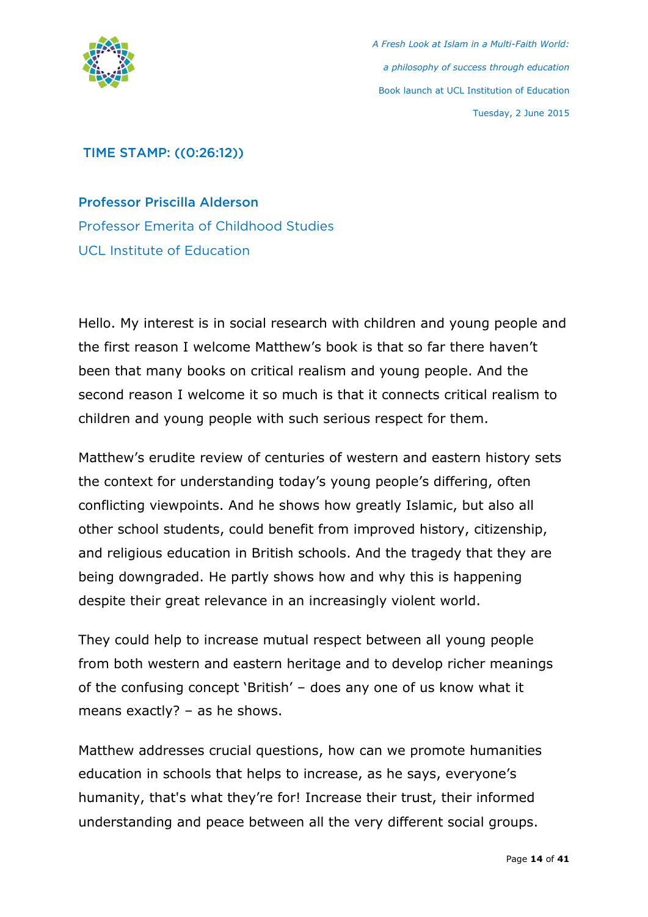TIME STAMP: ((0:26:12))

**Professor Priscilla Alderson**
Professor Emerita of Childhood Studies
UCL Institute of Education

Hello. My interest is in social research with children and young people and the first reason I welcome Matthew's book is that so far there haven't been that many books on critical realism and young people. And the second reason I welcome it so much is that it connects critical realism to children and young people with such serious respect for them.

Matthew's erudite review of centuries of western and eastern history sets the context for understanding today's young people's differing, often conflicting viewpoints. And he shows how greatly Islamic, but also all other school students, could benefit from improved history, citizenship, and religious education in British schools. And the tragedy that they are being downgraded. He partly shows how and why this is happening despite their great relevance in an increasingly violent world.

They could help to increase mutual respect between all young people from both western and eastern heritage and to develop richer meanings of the confusing concept 'British' – does any one of us know what it means exactly? – as he shows.

Matthew addresses crucial questions, how can we promote humanities education in schools that helps to increase, as he says, everyone's humanity, that's what they're for! Increase their trust, their informed understanding and peace between all the very different social groups.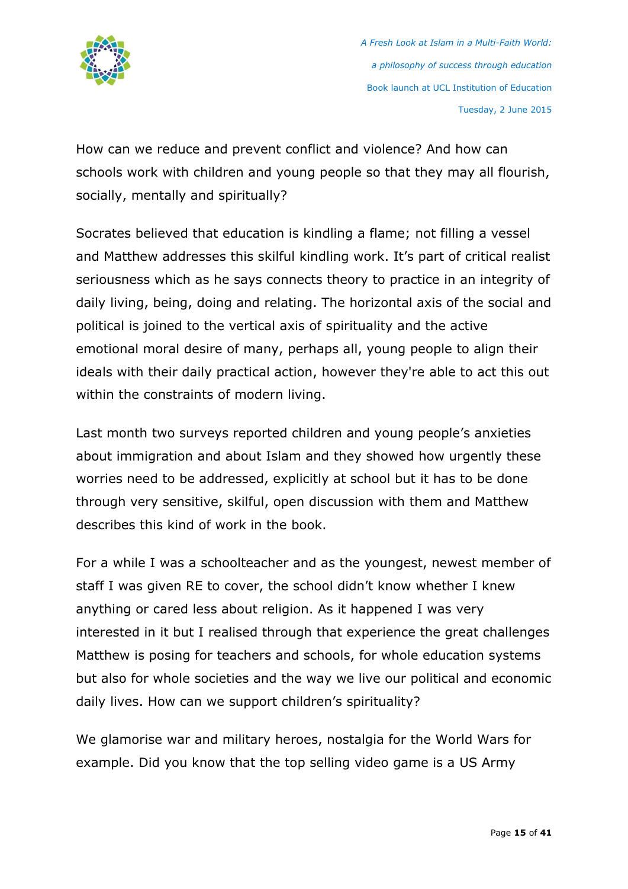How can we reduce and prevent conflict and violence? And how can schools work with children and young people so that they may all flourish, socially, mentally and spiritually?

Socrates believed that education is kindling a flame; not filling a vessel and Matthew addresses this skilful kindling work. It's part of critical realist seriousness which as he says connects theory to practice in an integrity of daily living, being, doing and relating. The horizontal axis of the social and political is joined to the vertical axis of spirituality and the active emotional moral desire of many, perhaps all, young people to align their ideals with their daily practical action, however they're able to act this out within the constraints of modern living.

Last month two surveys reported children and young people's anxieties about immigration and about Islam and they showed how urgently these worries need to be addressed, explicitly at school but it has to be done through very sensitive, skilful, open discussion with them and Matthew describes this kind of work in the book.

For a while I was a schoolteacher and as the youngest, newest member of staff I was given RE to cover, the school didn't know whether I knew anything or cared less about religion. As it happened I was very interested in it but I realised through that experience the great challenges Matthew is posing for teachers and schools, for whole education systems but also for whole societies and the way we live our political and economic daily lives. How can we support children's spirituality?

We glamorise war and military heroes, nostalgia for the World Wars for example. Did you know that the top selling video game is a US Army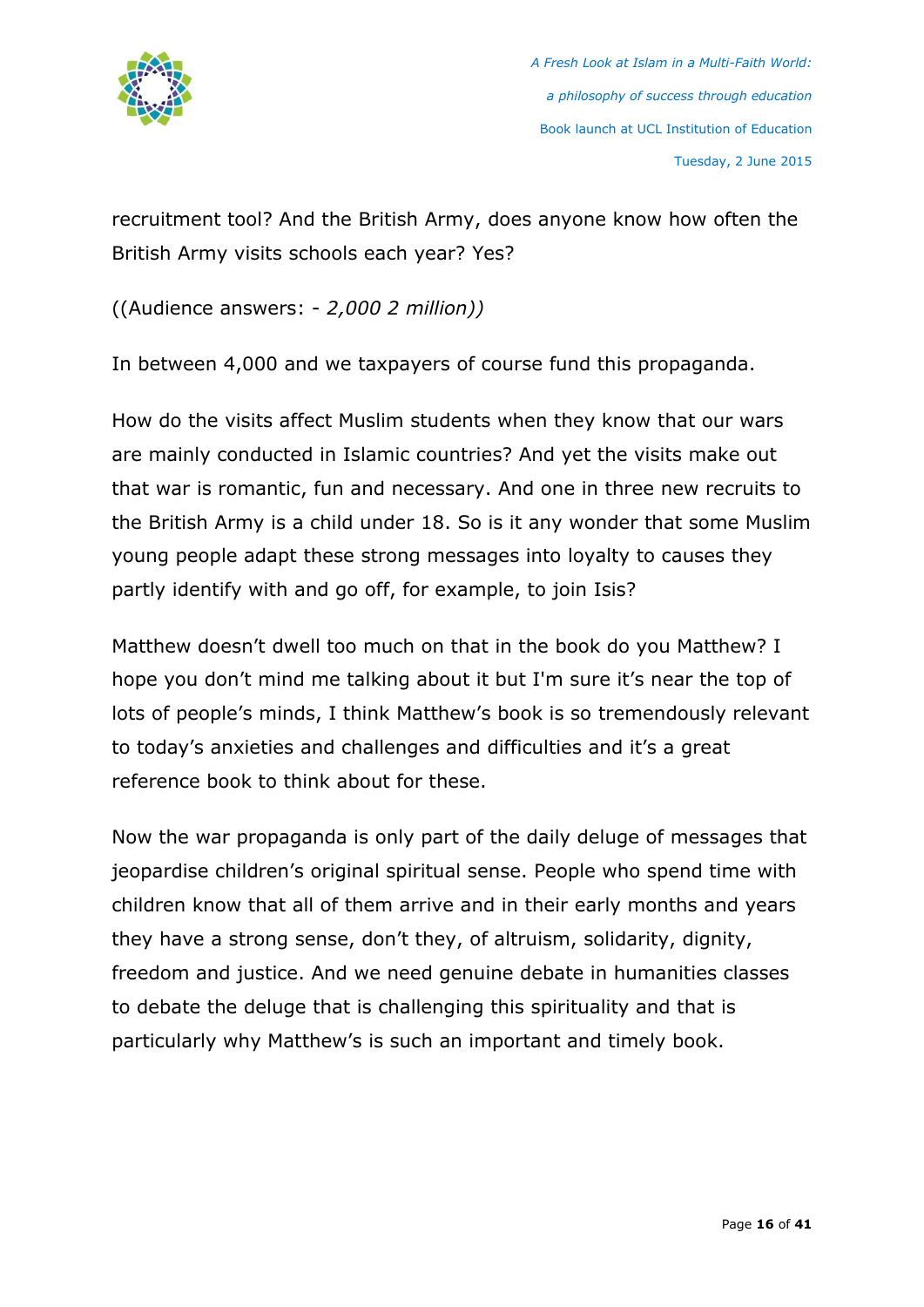recruitment tool? And the British Army, does anyone know how often the British Army visits schools each year? Yes?

((Audience answers: - *2,000 2 million))*

In between 4,000 and we taxpayers of course fund this propaganda.

How do the visits affect Muslim students when they know that our wars are mainly conducted in Islamic countries? And yet the visits make out that war is romantic, fun and necessary. And one in three new recruits to the British Army is a child under 18. So is it any wonder that some Muslim young people adapt these strong messages into loyalty to causes they partly identify with and go off, for example, to join Isis?

Matthew doesn't dwell too much on that in the book do you Matthew? I hope you don't mind me talking about it but I'm sure it's near the top of lots of people's minds, I think Matthew's book is so tremendously relevant to today's anxieties and challenges and difficulties and it's a great reference book to think about for these.

Now the war propaganda is only part of the daily deluge of messages that jeopardise children's original spiritual sense. People who spend time with children know that all of them arrive and in their early months and years they have a strong sense, don't they, of altruism, solidarity, dignity, freedom and justice. And we need genuine debate in humanities classes to debate the deluge that is challenging this spirituality and that is particularly why Matthew's is such an important and timely book.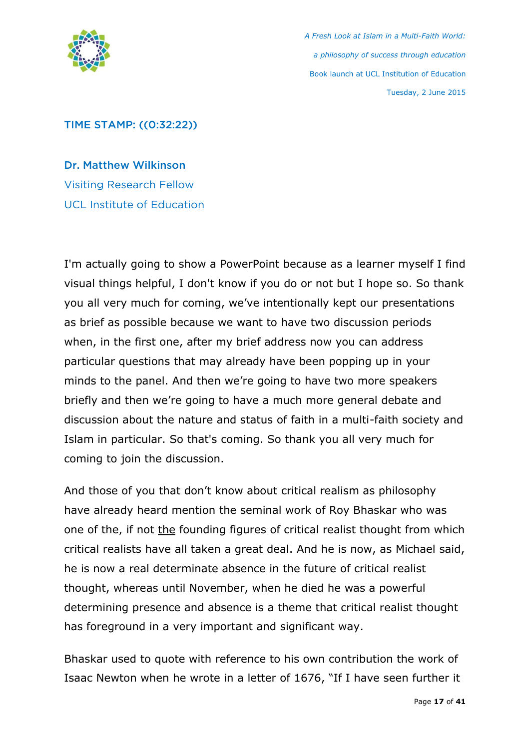TIME STAMP: ((0:32:22))

**Dr. Matthew Wilkinson**
Visiting Research Fellow
UCL Institute of Education

I'm actually going to show a PowerPoint because as a learner myself I find visual things helpful, I don't know if you do or not but I hope so. So thank you all very much for coming, we've intentionally kept our presentations as brief as possible because we want to have two discussion periods when, in the first one, after my brief address now you can address particular questions that may already have been popping up in your minds to the panel. And then we're going to have two more speakers briefly and then we're going to have a much more general debate and discussion about the nature and status of faith in a multi-faith society and Islam in particular. So that's coming. So thank you all very much for coming to join the discussion.

And those of you that don't know about critical realism as philosophy have already heard mention the seminal work of Roy Bhaskar who was one of the, if not <u>the</u> founding figures of critical realist thought from which critical realists have all taken a great deal. And he is now, as Michael said, he is now a real determinate absence in the future of critical realist thought, whereas until November, when he died he was a powerful determining presence and absence is a theme that critical realist thought has foreground in a very important and significant way.

Bhaskar used to quote with reference to his own contribution the work of Isaac Newton when he wrote in a letter of 1676, "If I have seen further it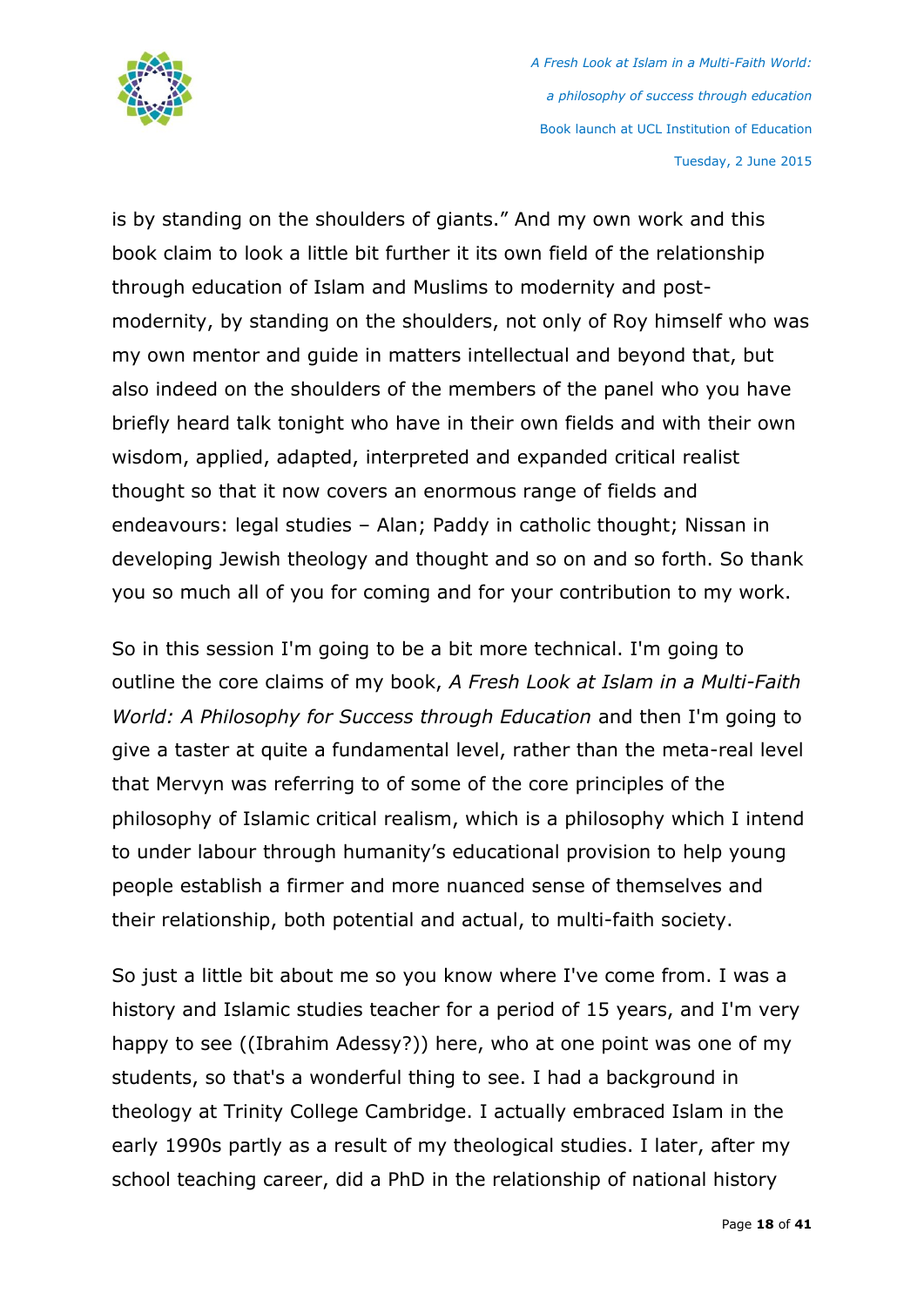is by standing on the shoulders of giants." And my own work and this book claim to look a little bit further it its own field of the relationship through education of Islam and Muslims to modernity and post-modernity, by standing on the shoulders, not only of Roy himself who was my own mentor and guide in matters intellectual and beyond that, but also indeed on the shoulders of the members of the panel who you have briefly heard talk tonight who have in their own fields and with their own wisdom, applied, adapted, interpreted and expanded critical realist thought so that it now covers an enormous range of fields and endeavours: legal studies – Alan; Paddy in catholic thought; Nissan in developing Jewish theology and thought and so on and so forth. So thank you so much all of you for coming and for your contribution to my work.

So in this session I'm going to be a bit more technical. I'm going to outline the core claims of my book, *A Fresh Look at Islam in a Multi-Faith World: A Philosophy for Success through Education* and then I'm going to give a taster at quite a fundamental level, rather than the meta-real level that Mervyn was referring to of some of the core principles of the philosophy of Islamic critical realism, which is a philosophy which I intend to under labour through humanity's educational provision to help young people establish a firmer and more nuanced sense of themselves and their relationship, both potential and actual, to multi-faith society.

So just a little bit about me so you know where I've come from. I was a history and Islamic studies teacher for a period of 15 years, and I'm very happy to see ((Ibrahim Adessy?)) here, who at one point was one of my students, so that's a wonderful thing to see. I had a background in theology at Trinity College Cambridge. I actually embraced Islam in the early 1990s partly as a result of my theological studies. I later, after my school teaching career, did a PhD in the relationship of national history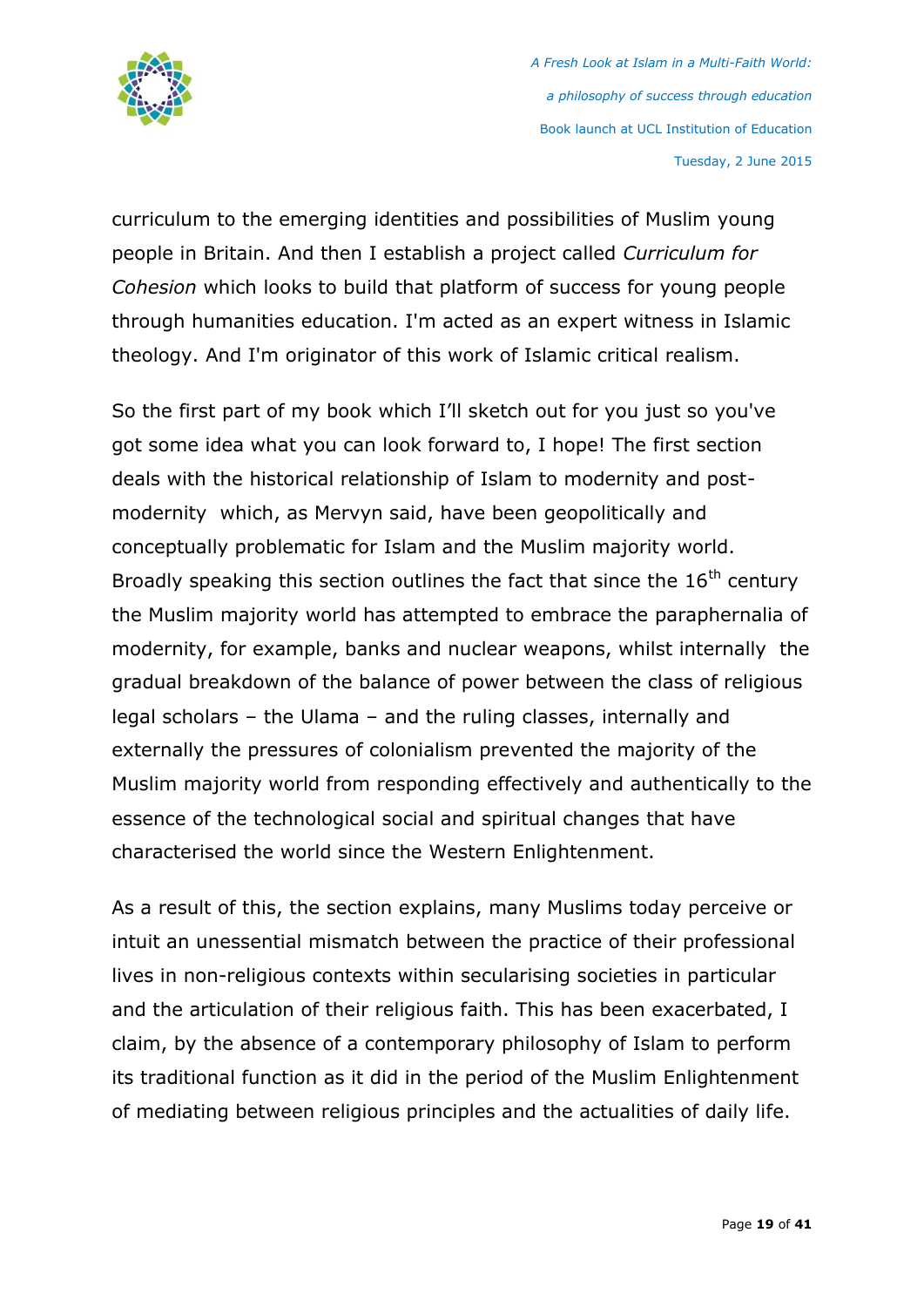curriculum to the emerging identities and possibilities of Muslim young people in Britain. And then I establish a project called *Curriculum for Cohesion* which looks to build that platform of success for young people through humanities education. I'm acted as an expert witness in Islamic theology. And I'm originator of this work of Islamic critical realism.

So the first part of my book which I'll sketch out for you just so you've got some idea what you can look forward to, I hope! The first section deals with the historical relationship of Islam to modernity and post-modernity which, as Mervyn said, have been geopolitically and conceptually problematic for Islam and the Muslim majority world. Broadly speaking this section outlines the fact that since the 16th century the Muslim majority world has attempted to embrace the paraphernalia of modernity, for example, banks and nuclear weapons, whilst internally the gradual breakdown of the balance of power between the class of religious legal scholars – the Ulama – and the ruling classes, internally and externally the pressures of colonialism prevented the majority of the Muslim majority world from responding effectively and authentically to the essence of the technological social and spiritual changes that have characterised the world since the Western Enlightenment.

As a result of this, the section explains, many Muslims today perceive or intuit an unessential mismatch between the practice of their professional lives in non-religious contexts within secularising societies in particular and the articulation of their religious faith. This has been exacerbated, I claim, by the absence of a contemporary philosophy of Islam to perform its traditional function as it did in the period of the Muslim Enlightenment of mediating between religious principles and the actualities of daily life.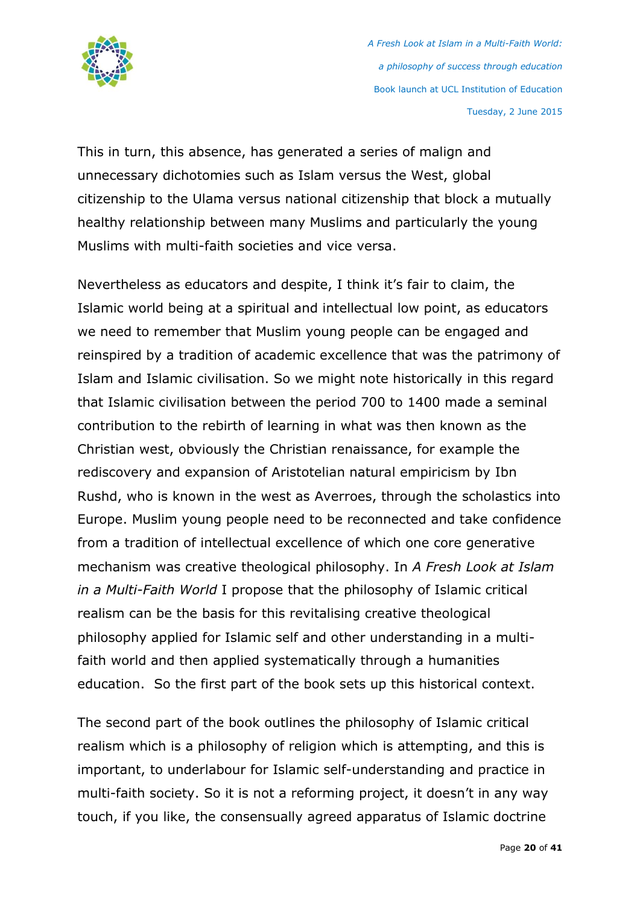This in turn, this absence, has generated a series of malign and unnecessary dichotomies such as Islam versus the West, global citizenship to the Ulama versus national citizenship that block a mutually healthy relationship between many Muslims and particularly the young Muslims with multi-faith societies and vice versa.

Nevertheless as educators and despite, I think it's fair to claim, the Islamic world being at a spiritual and intellectual low point, as educators we need to remember that Muslim young people can be engaged and reinspired by a tradition of academic excellence that was the patrimony of Islam and Islamic civilisation. So we might note historically in this regard that Islamic civilisation between the period 700 to 1400 made a seminal contribution to the rebirth of learning in what was then known as the Christian west, obviously the Christian renaissance, for example the rediscovery and expansion of Aristotelian natural empiricism by Ibn Rushd, who is known in the west as Averroes, through the scholastics into Europe. Muslim young people need to be reconnected and take confidence from a tradition of intellectual excellence of which one core generative mechanism was creative theological philosophy. In *A Fresh Look at Islam in a Multi-Faith World* I propose that the philosophy of Islamic critical realism can be the basis for this revitalising creative theological philosophy applied for Islamic self and other understanding in a multi-faith world and then applied systematically through a humanities education.  So the first part of the book sets up this historical context.

The second part of the book outlines the philosophy of Islamic critical realism which is a philosophy of religion which is attempting, and this is important, to underlabour for Islamic self-understanding and practice in multi-faith society. So it is not a reforming project, it doesn't in any way touch, if you like, the consensually agreed apparatus of Islamic doctrine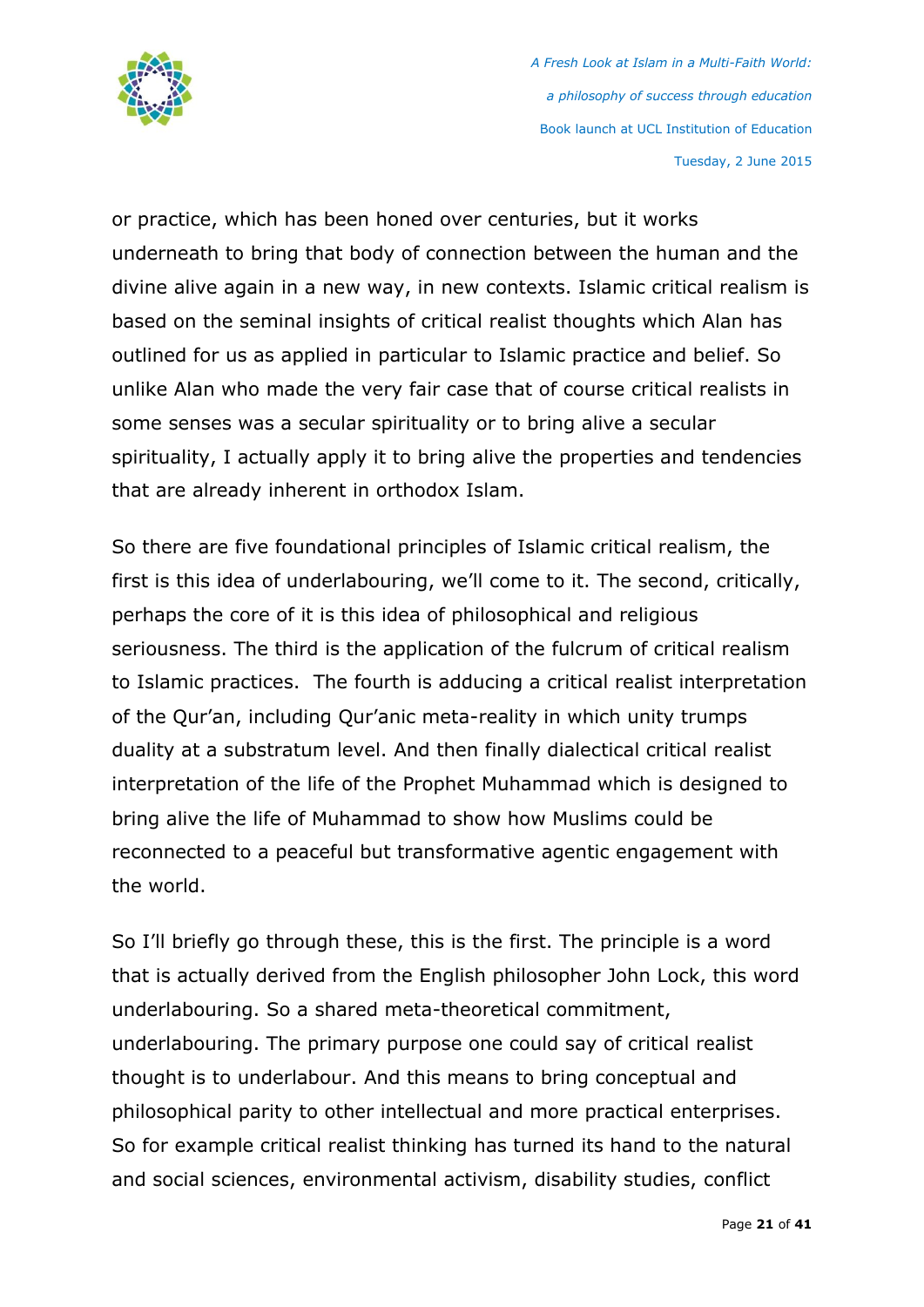or practice, which has been honed over centuries, but it works underneath to bring that body of connection between the human and the divine alive again in a new way, in new contexts. Islamic critical realism is based on the seminal insights of critical realist thoughts which Alan has outlined for us as applied in particular to Islamic practice and belief. So unlike Alan who made the very fair case that of course critical realists in some senses was a secular spirituality or to bring alive a secular spirituality, I actually apply it to bring alive the properties and tendencies that are already inherent in orthodox Islam.

So there are five foundational principles of Islamic critical realism, the first is this idea of underlabouring, we'll come to it. The second, critically, perhaps the core of it is this idea of philosophical and religious seriousness. The third is the application of the fulcrum of critical realism to Islamic practices. The fourth is adducing a critical realist interpretation of the Qur'an, including Qur'anic meta-reality in which unity trumps duality at a substratum level. And then finally dialectical critical realist interpretation of the life of the Prophet Muhammad which is designed to bring alive the life of Muhammad to show how Muslims could be reconnected to a peaceful but transformative agentic engagement with the world.

So I'll briefly go through these, this is the first. The principle is a word that is actually derived from the English philosopher John Lock, this word underlabouring. So a shared meta-theoretical commitment, underlabouring. The primary purpose one could say of critical realist thought is to underlabour. And this means to bring conceptual and philosophical parity to other intellectual and more practical enterprises. So for example critical realist thinking has turned its hand to the natural and social sciences, environmental activism, disability studies, conflict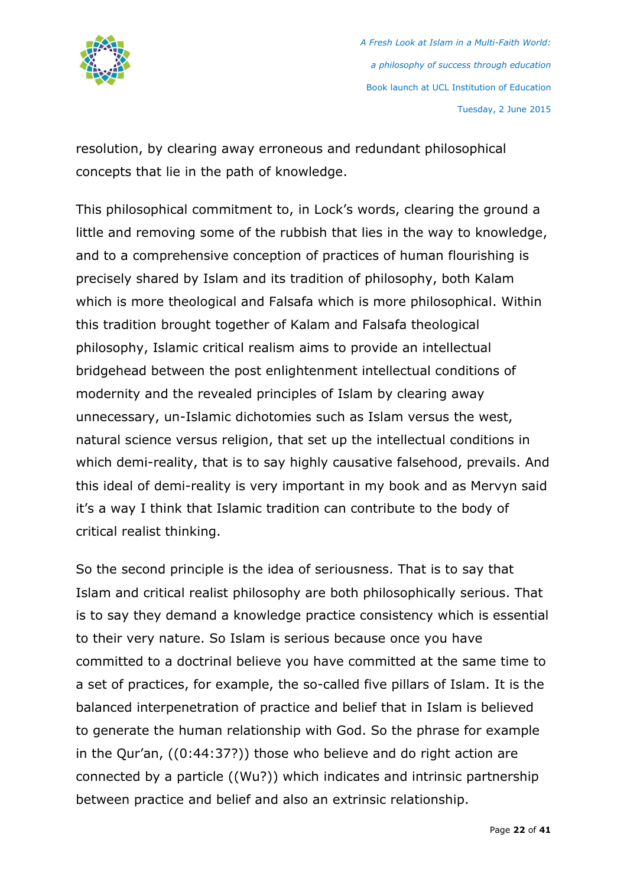resolution, by clearing away erroneous and redundant philosophical concepts that lie in the path of knowledge.

This philosophical commitment to, in Lock's words, clearing the ground a little and removing some of the rubbish that lies in the way to knowledge, and to a comprehensive conception of practices of human flourishing is precisely shared by Islam and its tradition of philosophy, both Kalam which is more theological and Falsafa which is more philosophical. Within this tradition brought together of Kalam and Falsafa theological philosophy, Islamic critical realism aims to provide an intellectual bridgehead between the post enlightenment intellectual conditions of modernity and the revealed principles of Islam by clearing away unnecessary, un-Islamic dichotomies such as Islam versus the west, natural science versus religion, that set up the intellectual conditions in which demi-reality, that is to say highly causative falsehood, prevails. And this ideal of demi-reality is very important in my book and as Mervyn said it's a way I think that Islamic tradition can contribute to the body of critical realist thinking.

So the second principle is the idea of seriousness. That is to say that Islam and critical realist philosophy are both philosophically serious. That is to say they demand a knowledge practice consistency which is essential to their very nature. So Islam is serious because once you have committed to a doctrinal believe you have committed at the same time to a set of practices, for example, the so-called five pillars of Islam. It is the balanced interpenetration of practice and belief that in Islam is believed to generate the human relationship with God. So the phrase for example in the Qur'an, ((0:44:37?)) those who believe and do right action are connected by a particle ((Wu?)) which indicates and intrinsic partnership between practice and belief and also an extrinsic relationship.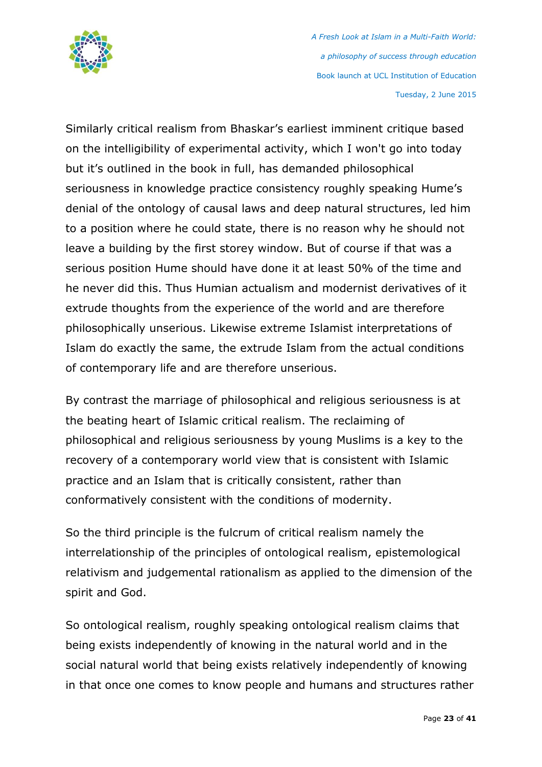Similarly critical realism from Bhaskar's earliest imminent critique based on the intelligibility of experimental activity, which I won't go into today but it's outlined in the book in full, has demanded philosophical seriousness in knowledge practice consistency roughly speaking Hume's denial of the ontology of causal laws and deep natural structures, led him to a position where he could state, there is no reason why he should not leave a building by the first storey window. But of course if that was a serious position Hume should have done it at least 50% of the time and he never did this. Thus Humian actualism and modernist derivatives of it extrude thoughts from the experience of the world and are therefore philosophically unserious. Likewise extreme Islamist interpretations of Islam do exactly the same, the extrude Islam from the actual conditions of contemporary life and are therefore unserious.

By contrast the marriage of philosophical and religious seriousness is at the beating heart of Islamic critical realism. The reclaiming of philosophical and religious seriousness by young Muslims is a key to the recovery of a contemporary world view that is consistent with Islamic practice and an Islam that is critically consistent, rather than conformatively consistent with the conditions of modernity.

So the third principle is the fulcrum of critical realism namely the interrelationship of the principles of ontological realism, epistemological relativism and judgemental rationalism as applied to the dimension of the spirit and God.

So ontological realism, roughly speaking ontological realism claims that being exists independently of knowing in the natural world and in the social natural world that being exists relatively independently of knowing in that once one comes to know people and humans and structures rather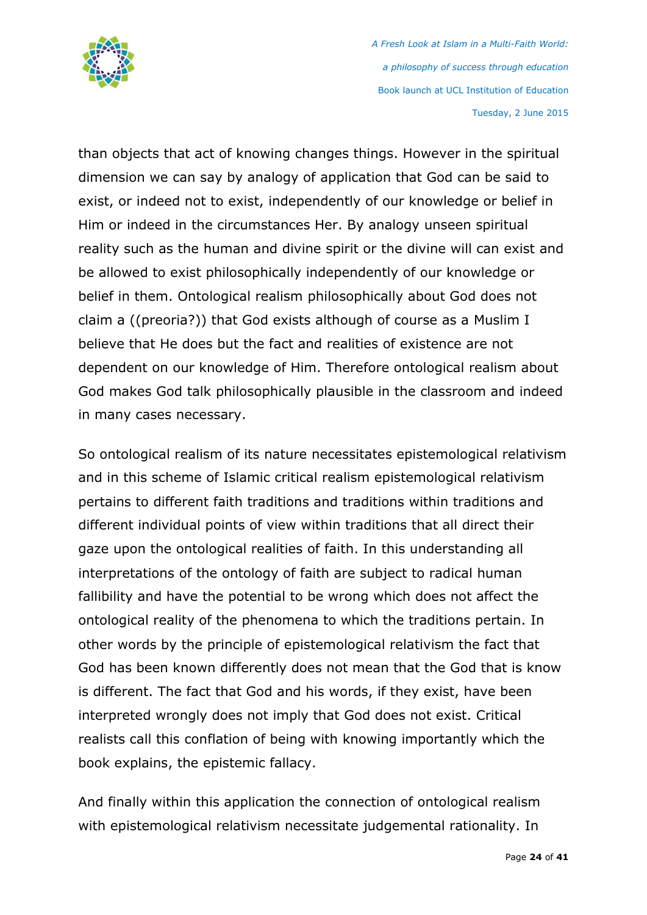than objects that act of knowing changes things. However in the spiritual dimension we can say by analogy of application that God can be said to exist, or indeed not to exist, independently of our knowledge or belief in Him or indeed in the circumstances Her. By analogy unseen spiritual reality such as the human and divine spirit or the divine will can exist and be allowed to exist philosophically independently of our knowledge or belief in them. Ontological realism philosophically about God does not claim a ((preoria?)) that God exists although of course as a Muslim I believe that He does but the fact and realities of existence are not dependent on our knowledge of Him. Therefore ontological realism about God makes God talk philosophically plausible in the classroom and indeed in many cases necessary.

So ontological realism of its nature necessitates epistemological relativism and in this scheme of Islamic critical realism epistemological relativism pertains to different faith traditions and traditions within traditions and different individual points of view within traditions that all direct their gaze upon the ontological realities of faith. In this understanding all interpretations of the ontology of faith are subject to radical human fallibility and have the potential to be wrong which does not affect the ontological reality of the phenomena to which the traditions pertain. In other words by the principle of epistemological relativism the fact that God has been known differently does not mean that the God that is know is different. The fact that God and his words, if they exist, have been interpreted wrongly does not imply that God does not exist. Critical realists call this conflation of being with knowing importantly which the book explains, the epistemic fallacy.

And finally within this application the connection of ontological realism with epistemological relativism necessitate judgemental rationality. In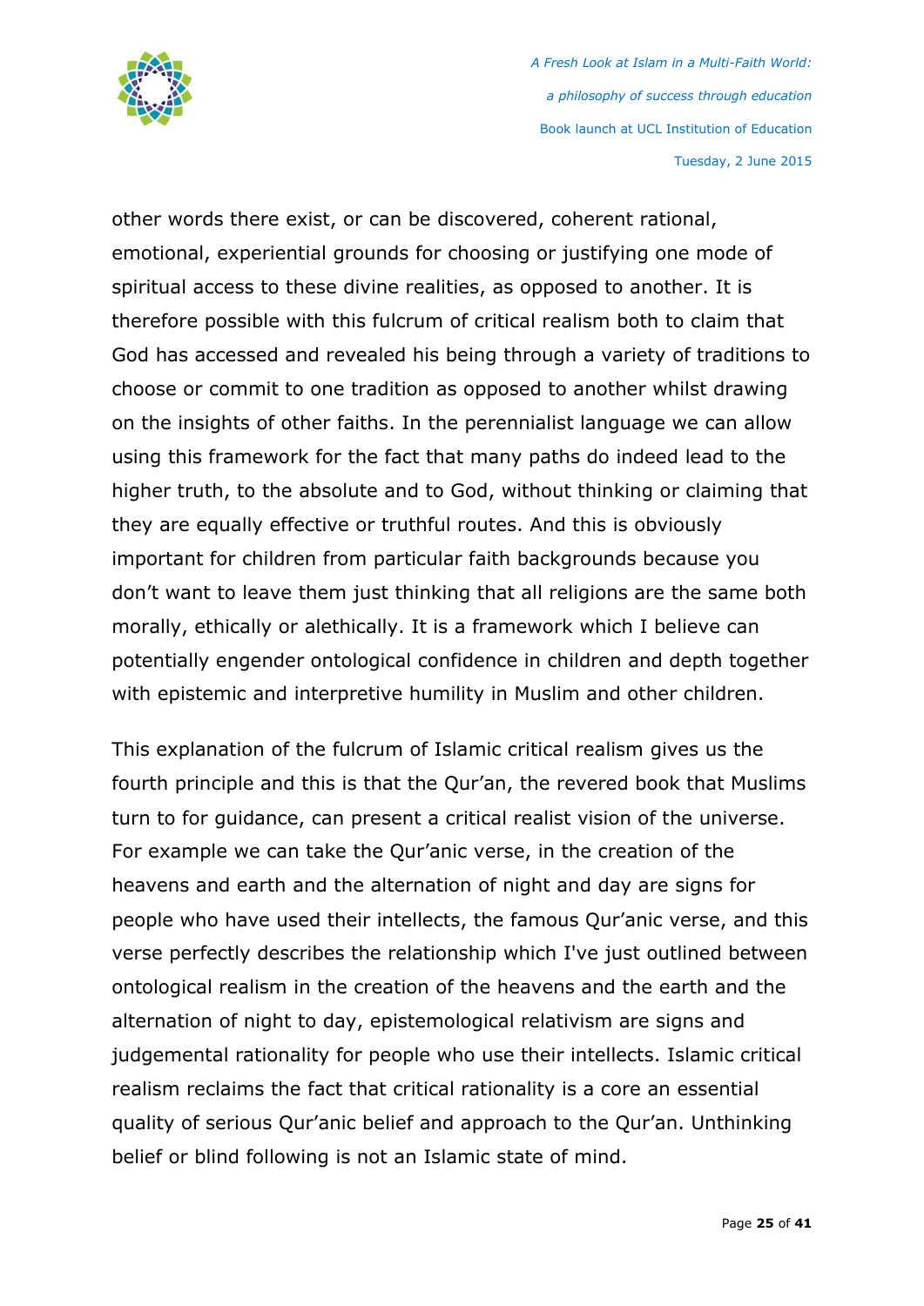other words there exist, or can be discovered, coherent rational, emotional, experiential grounds for choosing or justifying one mode of spiritual access to these divine realities, as opposed to another. It is therefore possible with this fulcrum of critical realism both to claim that God has accessed and revealed his being through a variety of traditions to choose or commit to one tradition as opposed to another whilst drawing on the insights of other faiths. In the perennialist language we can allow using this framework for the fact that many paths do indeed lead to the higher truth, to the absolute and to God, without thinking or claiming that they are equally effective or truthful routes. And this is obviously important for children from particular faith backgrounds because you don't want to leave them just thinking that all religions are the same both morally, ethically or alethically. It is a framework which I believe can potentially engender ontological confidence in children and depth together with epistemic and interpretive humility in Muslim and other children.

This explanation of the fulcrum of Islamic critical realism gives us the fourth principle and this is that the Qur'an, the revered book that Muslims turn to for guidance, can present a critical realist vision of the universe. For example we can take the Qur'anic verse, in the creation of the heavens and earth and the alternation of night and day are signs for people who have used their intellects, the famous Qur'anic verse, and this verse perfectly describes the relationship which I've just outlined between ontological realism in the creation of the heavens and the earth and the alternation of night to day, epistemological relativism are signs and judgemental rationality for people who use their intellects. Islamic critical realism reclaims the fact that critical rationality is a core an essential quality of serious Qur'anic belief and approach to the Qur'an. Unthinking belief or blind following is not an Islamic state of mind.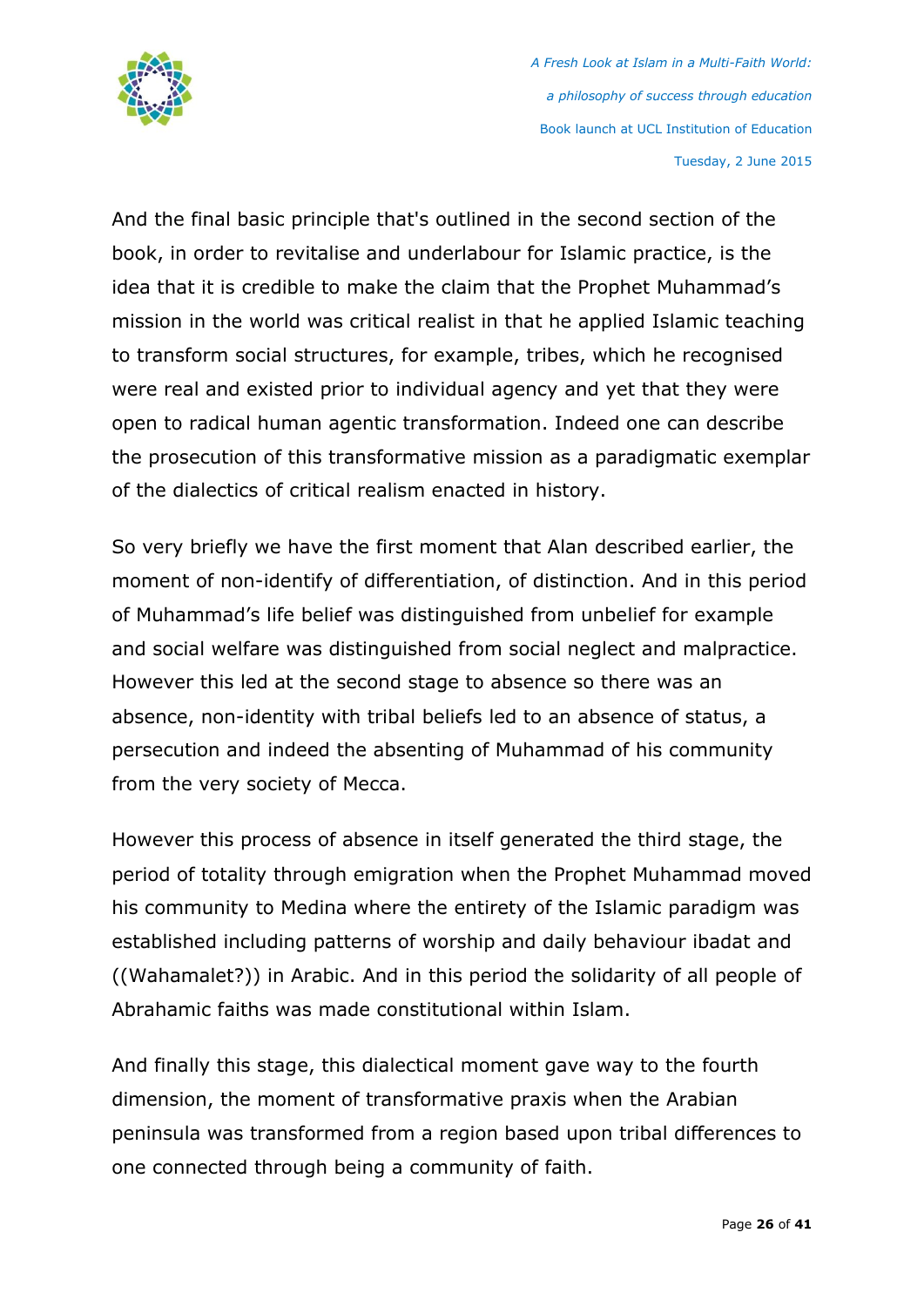And the final basic principle that's outlined in the second section of the book, in order to revitalise and underlabour for Islamic practice, is the idea that it is credible to make the claim that the Prophet Muhammad's mission in the world was critical realist in that he applied Islamic teaching to transform social structures, for example, tribes, which he recognised were real and existed prior to individual agency and yet that they were open to radical human agentic transformation. Indeed one can describe the prosecution of this transformative mission as a paradigmatic exemplar of the dialectics of critical realism enacted in history.

So very briefly we have the first moment that Alan described earlier, the moment of non-identify of differentiation, of distinction. And in this period of Muhammad's life belief was distinguished from unbelief for example and social welfare was distinguished from social neglect and malpractice. However this led at the second stage to absence so there was an absence, non-identity with tribal beliefs led to an absence of status, a persecution and indeed the absenting of Muhammad of his community from the very society of Mecca.

However this process of absence in itself generated the third stage, the period of totality through emigration when the Prophet Muhammad moved his community to Medina where the entirety of the Islamic paradigm was established including patterns of worship and daily behaviour ibadat and ((Wahamalet?)) in Arabic. And in this period the solidarity of all people of Abrahamic faiths was made constitutional within Islam.

And finally this stage, this dialectical moment gave way to the fourth dimension, the moment of transformative praxis when the Arabian peninsula was transformed from a region based upon tribal differences to one connected through being a community of faith.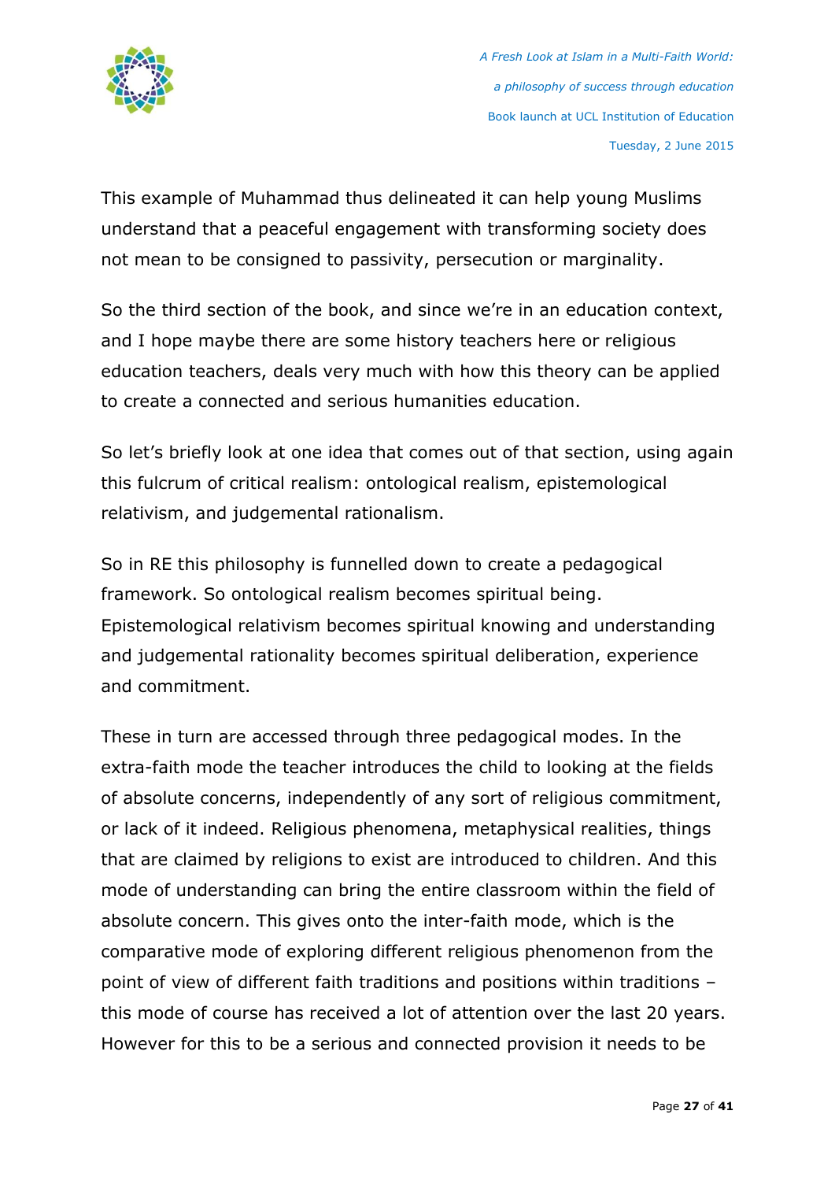This example of Muhammad thus delineated it can help young Muslims understand that a peaceful engagement with transforming society does not mean to be consigned to passivity, persecution or marginality.

So the third section of the book, and since we're in an education context, and I hope maybe there are some history teachers here or religious education teachers, deals very much with how this theory can be applied to create a connected and serious humanities education.

So let's briefly look at one idea that comes out of that section, using again this fulcrum of critical realism: ontological realism, epistemological relativism, and judgemental rationalism.

So in RE this philosophy is funnelled down to create a pedagogical framework. So ontological realism becomes spiritual being. Epistemological relativism becomes spiritual knowing and understanding and judgemental rationality becomes spiritual deliberation, experience and commitment.

These in turn are accessed through three pedagogical modes. In the extra-faith mode the teacher introduces the child to looking at the fields of absolute concerns, independently of any sort of religious commitment, or lack of it indeed. Religious phenomena, metaphysical realities, things that are claimed by religions to exist are introduced to children. And this mode of understanding can bring the entire classroom within the field of absolute concern. This gives onto the inter-faith mode, which is the comparative mode of exploring different religious phenomenon from the point of view of different faith traditions and positions within traditions – this mode of course has received a lot of attention over the last 20 years. However for this to be a serious and connected provision it needs to be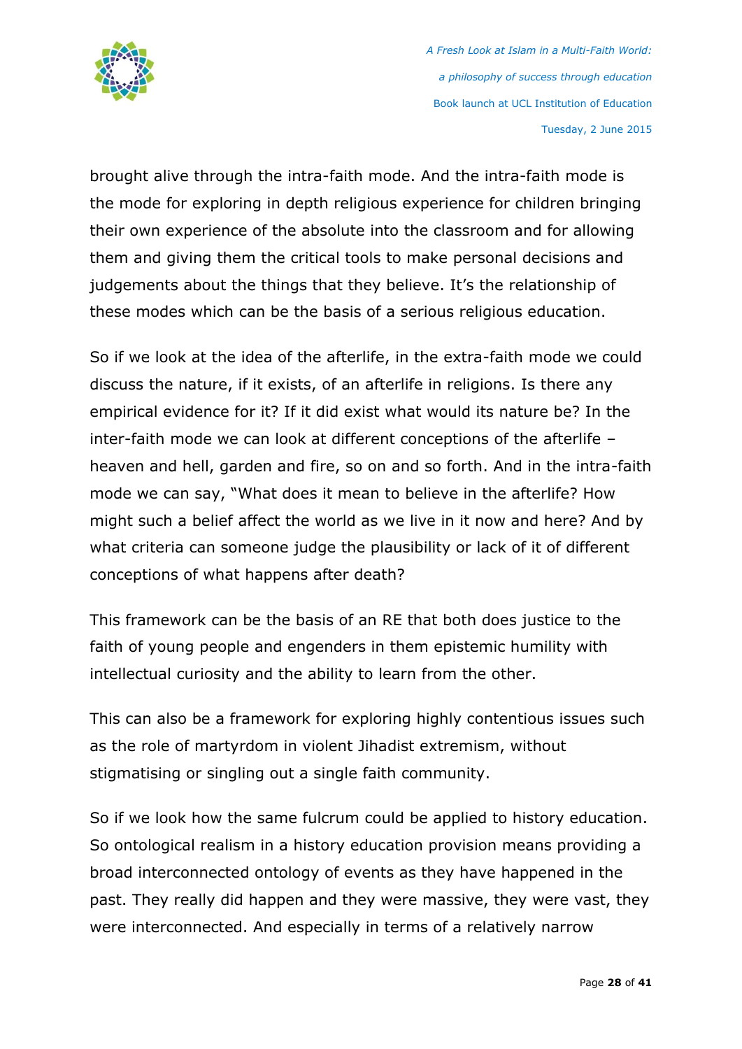brought alive through the intra-faith mode. And the intra-faith mode is the mode for exploring in depth religious experience for children bringing their own experience of the absolute into the classroom and for allowing them and giving them the critical tools to make personal decisions and judgements about the things that they believe. It's the relationship of these modes which can be the basis of a serious religious education.

So if we look at the idea of the afterlife, in the extra-faith mode we could discuss the nature, if it exists, of an afterlife in religions. Is there any empirical evidence for it? If it did exist what would its nature be? In the inter-faith mode we can look at different conceptions of the afterlife – heaven and hell, garden and fire, so on and so forth. And in the intra-faith mode we can say, "What does it mean to believe in the afterlife? How might such a belief affect the world as we live in it now and here? And by what criteria can someone judge the plausibility or lack of it of different conceptions of what happens after death?

This framework can be the basis of an RE that both does justice to the faith of young people and engenders in them epistemic humility with intellectual curiosity and the ability to learn from the other.

This can also be a framework for exploring highly contentious issues such as the role of martyrdom in violent Jihadist extremism, without stigmatising or singling out a single faith community.

So if we look how the same fulcrum could be applied to history education. So ontological realism in a history education provision means providing a broad interconnected ontology of events as they have happened in the past. They really did happen and they were massive, they were vast, they were interconnected. And especially in terms of a relatively narrow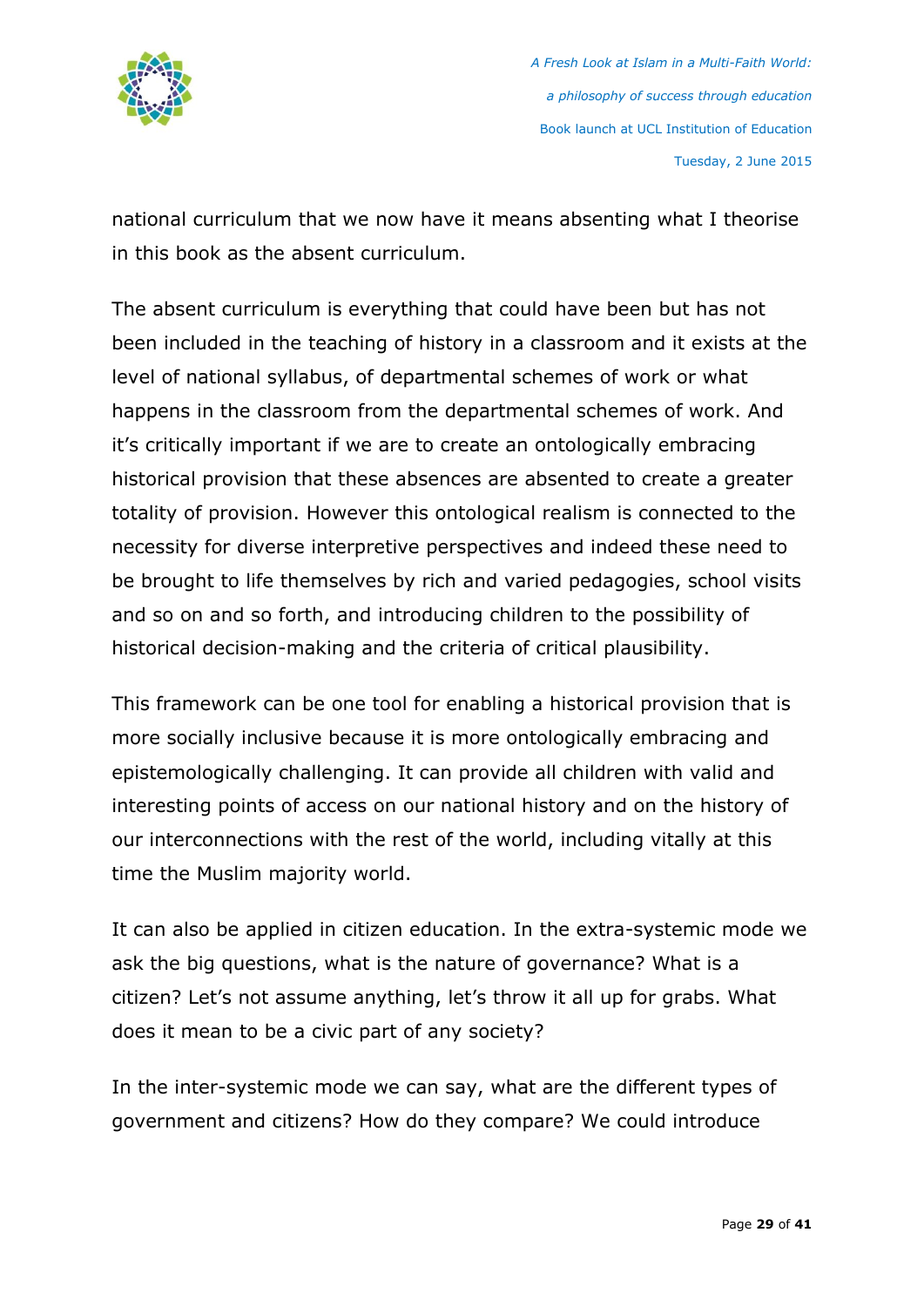national curriculum that we now have it means absenting what I theorise in this book as the absent curriculum.

The absent curriculum is everything that could have been but has not been included in the teaching of history in a classroom and it exists at the level of national syllabus, of departmental schemes of work or what happens in the classroom from the departmental schemes of work. And it's critically important if we are to create an ontologically embracing historical provision that these absences are absented to create a greater totality of provision. However this ontological realism is connected to the necessity for diverse interpretive perspectives and indeed these need to be brought to life themselves by rich and varied pedagogies, school visits and so on and so forth, and introducing children to the possibility of historical decision-making and the criteria of critical plausibility.

This framework can be one tool for enabling a historical provision that is more socially inclusive because it is more ontologically embracing and epistemologically challenging. It can provide all children with valid and interesting points of access on our national history and on the history of our interconnections with the rest of the world, including vitally at this time the Muslim majority world.

It can also be applied in citizen education. In the extra-systemic mode we ask the big questions, what is the nature of governance? What is a citizen? Let's not assume anything, let's throw it all up for grabs. What does it mean to be a civic part of any society?

In the inter-systemic mode we can say, what are the different types of government and citizens? How do they compare? We could introduce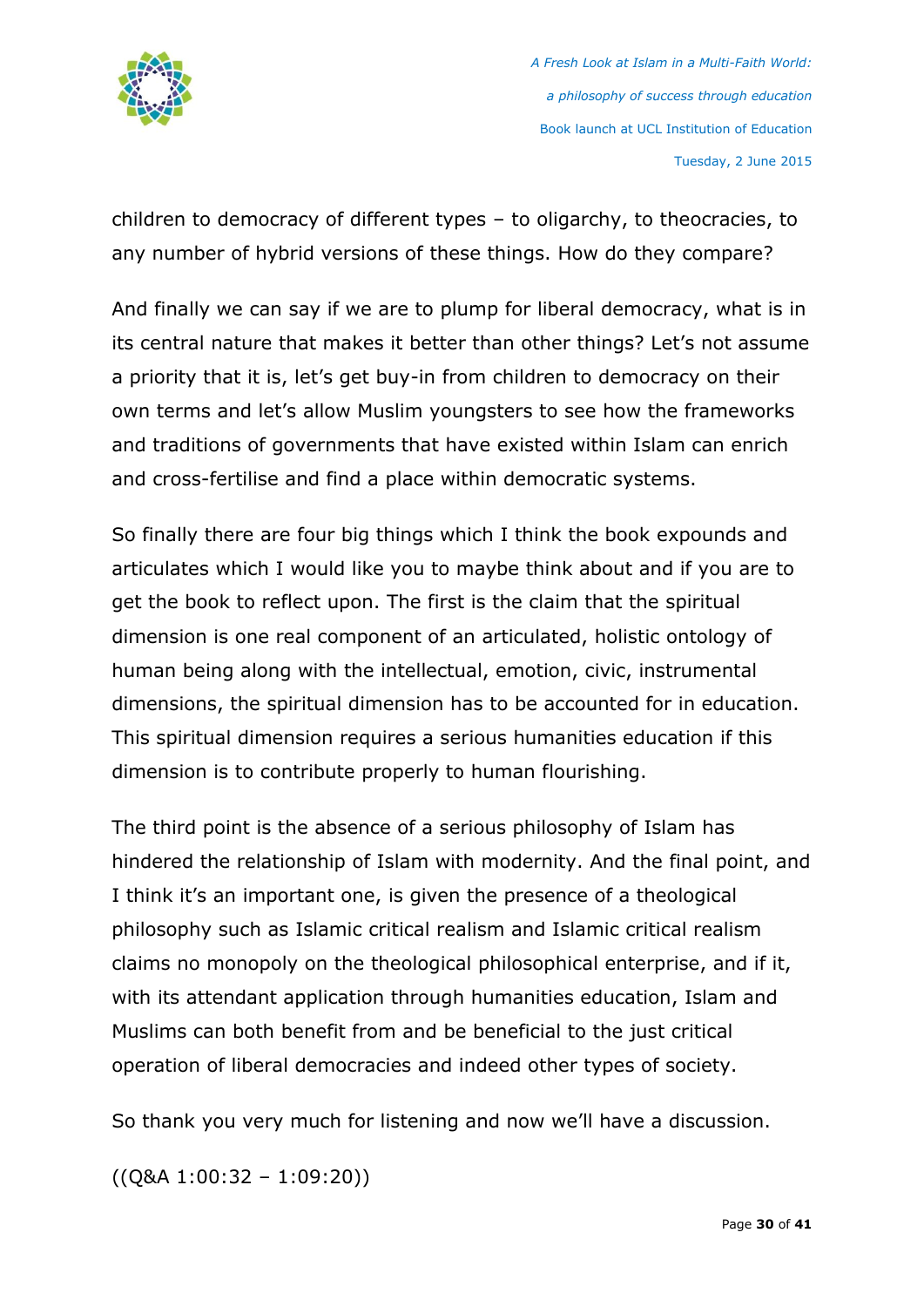children to democracy of different types – to oligarchy, to theocracies, to any number of hybrid versions of these things. How do they compare?

And finally we can say if we are to plump for liberal democracy, what is in its central nature that makes it better than other things? Let's not assume a priority that it is, let's get buy-in from children to democracy on their own terms and let's allow Muslim youngsters to see how the frameworks and traditions of governments that have existed within Islam can enrich and cross-fertilise and find a place within democratic systems.

So finally there are four big things which I think the book expounds and articulates which I would like you to maybe think about and if you are to get the book to reflect upon. The first is the claim that the spiritual dimension is one real component of an articulated, holistic ontology of human being along with the intellectual, emotion, civic, instrumental dimensions, the spiritual dimension has to be accounted for in education. This spiritual dimension requires a serious humanities education if this dimension is to contribute properly to human flourishing.

The third point is the absence of a serious philosophy of Islam has hindered the relationship of Islam with modernity. And the final point, and I think it's an important one, is given the presence of a theological philosophy such as Islamic critical realism and Islamic critical realism claims no monopoly on the theological philosophical enterprise, and if it, with its attendant application through humanities education, Islam and Muslims can both benefit from and be beneficial to the just critical operation of liberal democracies and indeed other types of society.

So thank you very much for listening and now we'll have a discussion.

((Q&A 1:00:32 – 1:09:20))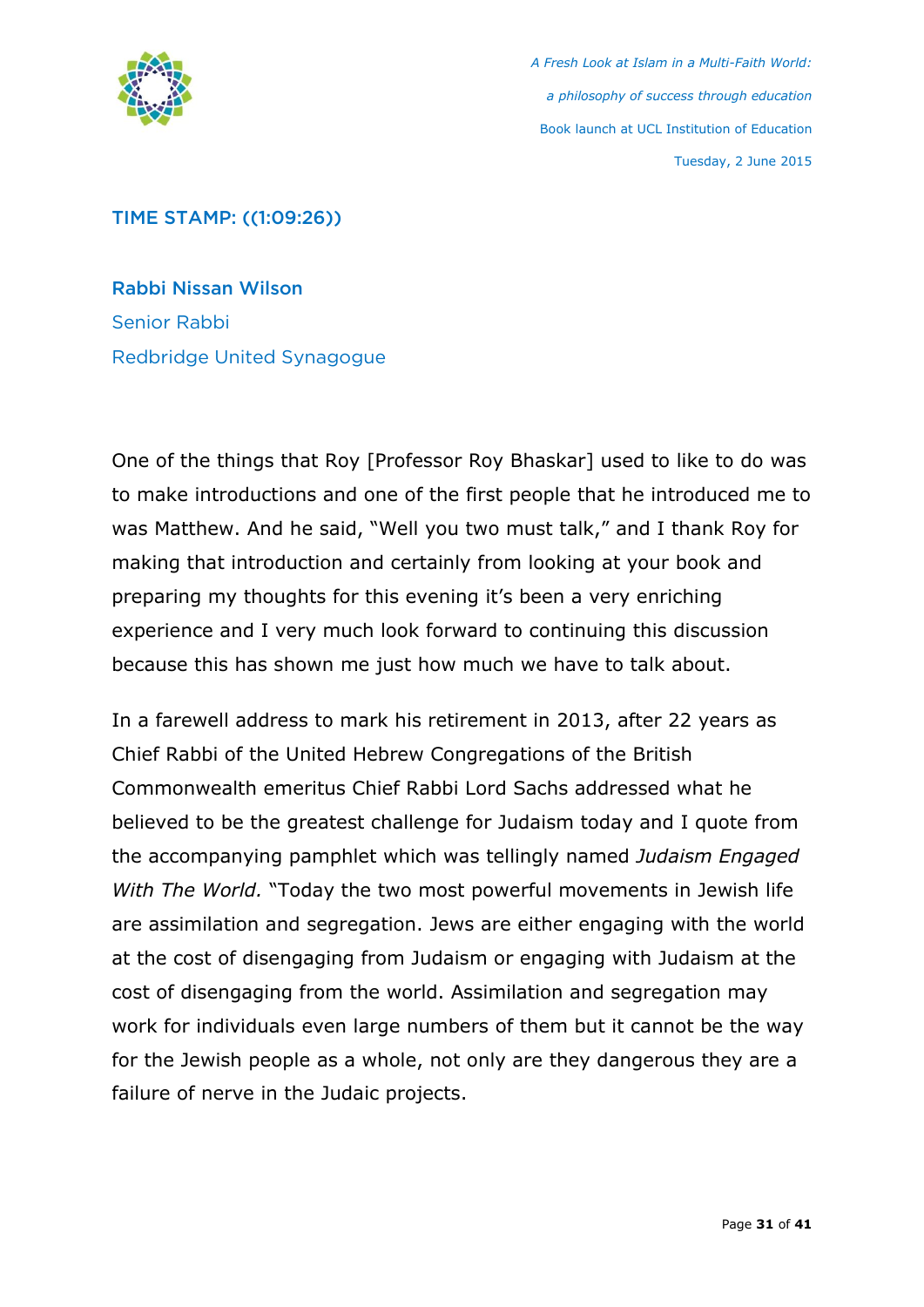TIME STAMP: ((1:09:26))

**Rabbi Nissan Wilson**
Senior Rabbi
Redbridge United Synagogue

One of the things that Roy [Professor Roy Bhaskar] used to like to do was to make introductions and one of the first people that he introduced me to was Matthew. And he said, "Well you two must talk," and I thank Roy for making that introduction and certainly from looking at your book and preparing my thoughts for this evening it's been a very enriching experience and I very much look forward to continuing this discussion because this has shown me just how much we have to talk about.

In a farewell address to mark his retirement in 2013, after 22 years as Chief Rabbi of the United Hebrew Congregations of the British Commonwealth emeritus Chief Rabbi Lord Sachs addressed what he believed to be the greatest challenge for Judaism today and I quote from the accompanying pamphlet which was tellingly named *Judaism Engaged With The World.* "Today the two most powerful movements in Jewish life are assimilation and segregation. Jews are either engaging with the world at the cost of disengaging from Judaism or engaging with Judaism at the cost of disengaging from the world. Assimilation and segregation may work for individuals even large numbers of them but it cannot be the way for the Jewish people as a whole, not only are they dangerous they are a failure of nerve in the Judaic projects.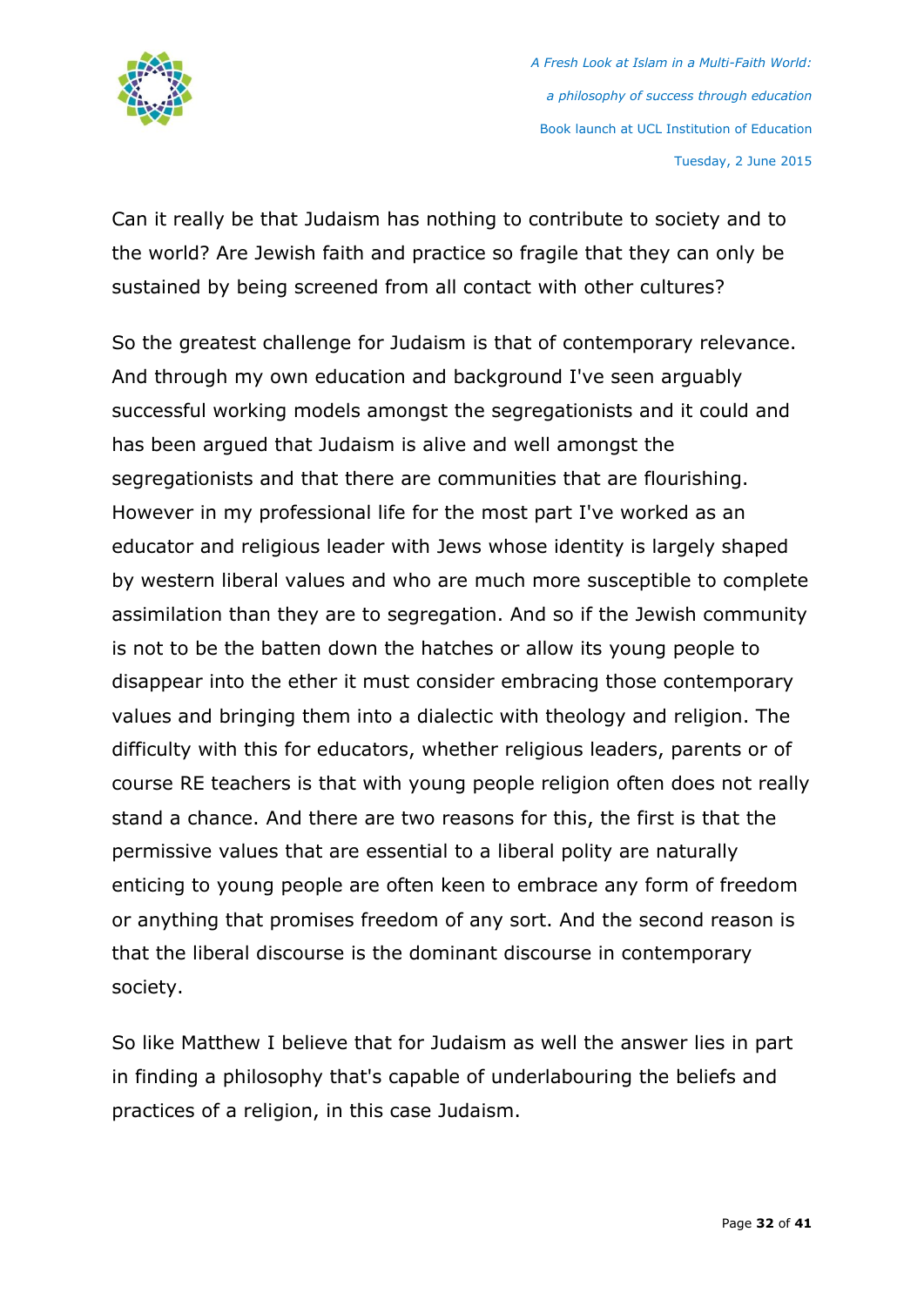Can it really be that Judaism has nothing to contribute to society and to the world? Are Jewish faith and practice so fragile that they can only be sustained by being screened from all contact with other cultures?

So the greatest challenge for Judaism is that of contemporary relevance. And through my own education and background I've seen arguably successful working models amongst the segregationists and it could and has been argued that Judaism is alive and well amongst the segregationists and that there are communities that are flourishing. However in my professional life for the most part I've worked as an educator and religious leader with Jews whose identity is largely shaped by western liberal values and who are much more susceptible to complete assimilation than they are to segregation. And so if the Jewish community is not to be the batten down the hatches or allow its young people to disappear into the ether it must consider embracing those contemporary values and bringing them into a dialectic with theology and religion. The difficulty with this for educators, whether religious leaders, parents or of course RE teachers is that with young people religion often does not really stand a chance. And there are two reasons for this, the first is that the permissive values that are essential to a liberal polity are naturally enticing to young people are often keen to embrace any form of freedom or anything that promises freedom of any sort. And the second reason is that the liberal discourse is the dominant discourse in contemporary society.

So like Matthew I believe that for Judaism as well the answer lies in part in finding a philosophy that's capable of underlabouring the beliefs and practices of a religion, in this case Judaism.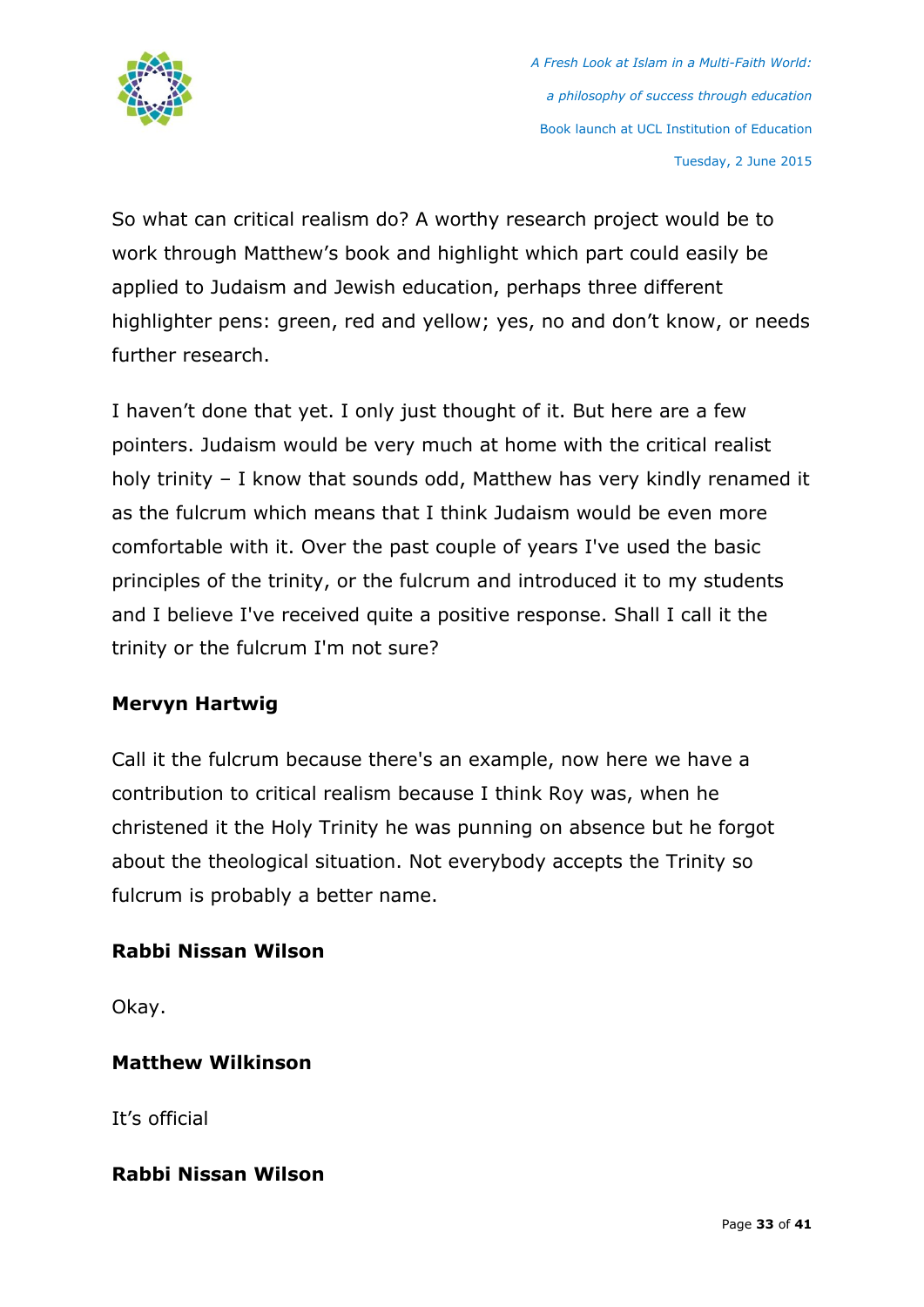So what can critical realism do? A worthy research project would be to work through Matthew's book and highlight which part could easily be applied to Judaism and Jewish education, perhaps three different highlighter pens: green, red and yellow; yes, no and don't know, or needs further research.

I haven't done that yet. I only just thought of it. But here are a few pointers. Judaism would be very much at home with the critical realist holy trinity – I know that sounds odd, Matthew has very kindly renamed it as the fulcrum which means that I think Judaism would be even more comfortable with it. Over the past couple of years I've used the basic principles of the trinity, or the fulcrum and introduced it to my students and I believe I've received quite a positive response. Shall I call it the trinity or the fulcrum I'm not sure?

**Mervyn Hartwig**

Call it the fulcrum because there's an example, now here we have a contribution to critical realism because I think Roy was, when he christened it the Holy Trinity he was punning on absence but he forgot about the theological situation. Not everybody accepts the Trinity so fulcrum is probably a better name.

**Rabbi Nissan Wilson**

Okay.

**Matthew Wilkinson**

It's official

**Rabbi Nissan Wilson**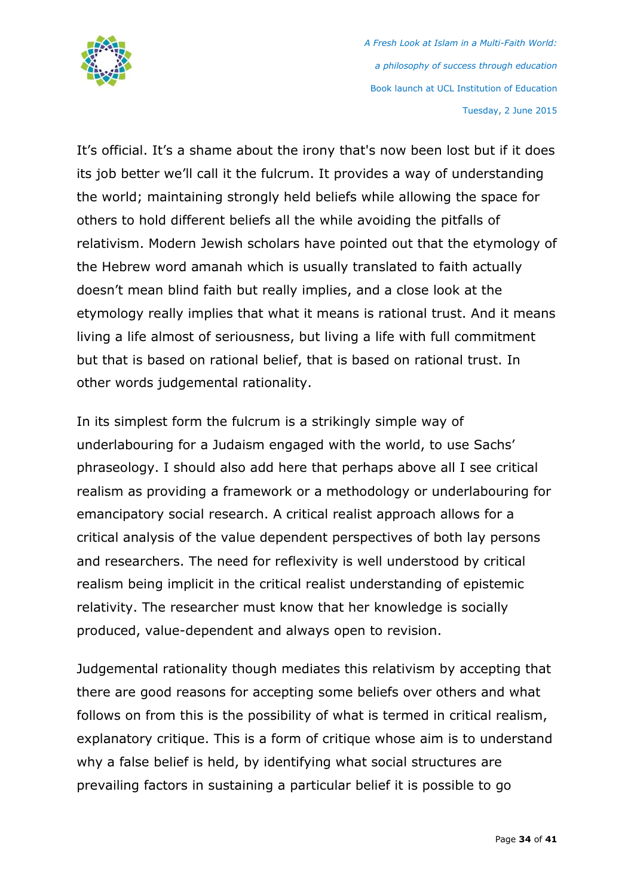It’s official. It’s a shame about the irony that's now been lost but if it does its job better we’ll call it the fulcrum. It provides a way of understanding the world; maintaining strongly held beliefs while allowing the space for others to hold different beliefs all the while avoiding the pitfalls of relativism. Modern Jewish scholars have pointed out that the etymology of the Hebrew word amanah which is usually translated to faith actually doesn’t mean blind faith but really implies, and a close look at the etymology really implies that what it means is rational trust. And it means living a life almost of seriousness, but living a life with full commitment but that is based on rational belief, that is based on rational trust. In other words judgemental rationality.

In its simplest form the fulcrum is a strikingly simple way of underlabouring for a Judaism engaged with the world, to use Sachs’ phraseology. I should also add here that perhaps above all I see critical realism as providing a framework or a methodology or underlabouring for emancipatory social research. A critical realist approach allows for a critical analysis of the value dependent perspectives of both lay persons and researchers. The need for reflexivity is well understood by critical realism being implicit in the critical realist understanding of epistemic relativity. The researcher must know that her knowledge is socially produced, value-dependent and always open to revision.

Judgemental rationality though mediates this relativism by accepting that there are good reasons for accepting some beliefs over others and what follows on from this is the possibility of what is termed in critical realism, explanatory critique. This is a form of critique whose aim is to understand why a false belief is held, by identifying what social structures are prevailing factors in sustaining a particular belief it is possible to go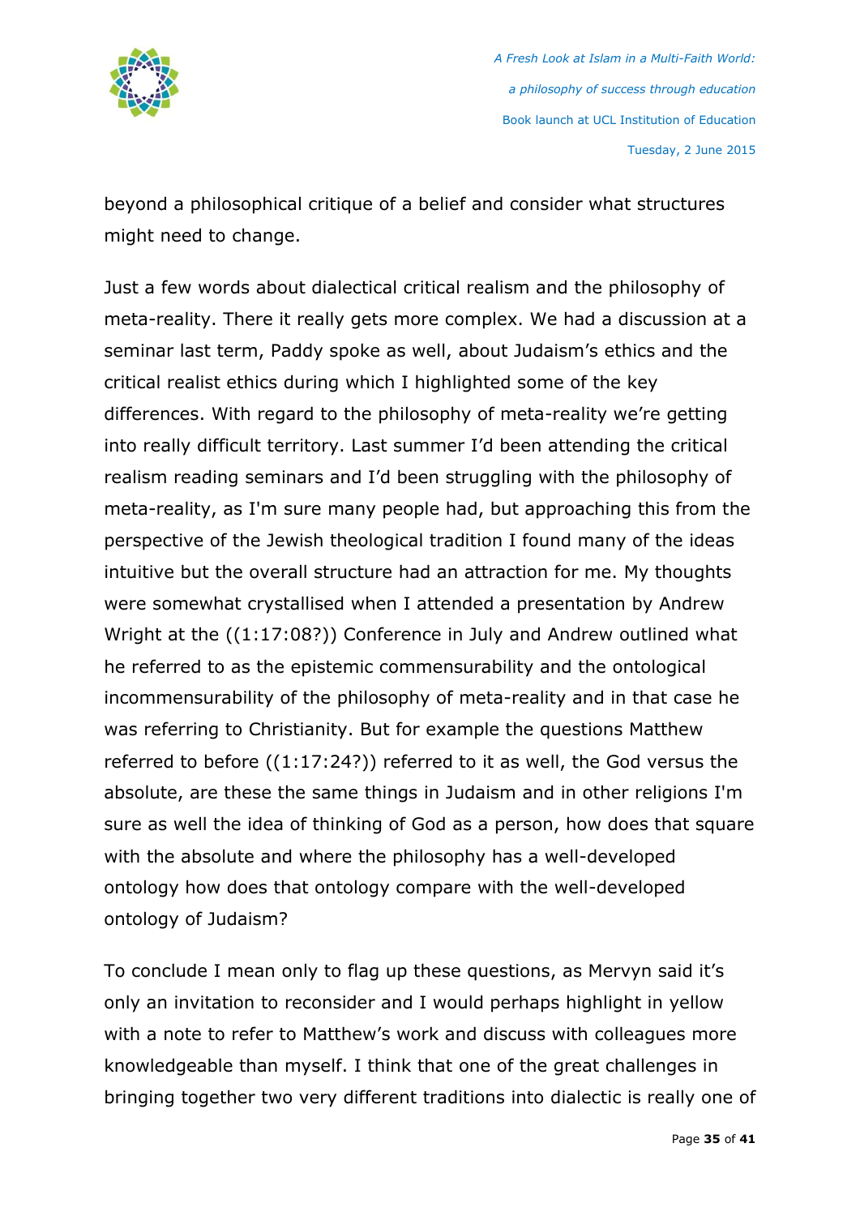beyond a philosophical critique of a belief and consider what structures might need to change.

Just a few words about dialectical critical realism and the philosophy of meta-reality. There it really gets more complex. We had a discussion at a seminar last term, Paddy spoke as well, about Judaism's ethics and the critical realist ethics during which I highlighted some of the key differences. With regard to the philosophy of meta-reality we're getting into really difficult territory. Last summer I'd been attending the critical realism reading seminars and I'd been struggling with the philosophy of meta-reality, as I'm sure many people had, but approaching this from the perspective of the Jewish theological tradition I found many of the ideas intuitive but the overall structure had an attraction for me. My thoughts were somewhat crystallised when I attended a presentation by Andrew Wright at the ((1:17:08?)) Conference in July and Andrew outlined what he referred to as the epistemic commensurability and the ontological incommensurability of the philosophy of meta-reality and in that case he was referring to Christianity. But for example the questions Matthew referred to before ((1:17:24?)) referred to it as well, the God versus the absolute, are these the same things in Judaism and in other religions I'm sure as well the idea of thinking of God as a person, how does that square with the absolute and where the philosophy has a well-developed ontology how does that ontology compare with the well-developed ontology of Judaism?

To conclude I mean only to flag up these questions, as Mervyn said it's only an invitation to reconsider and I would perhaps highlight in yellow with a note to refer to Matthew's work and discuss with colleagues more knowledgeable than myself. I think that one of the great challenges in bringing together two very different traditions into dialectic is really one of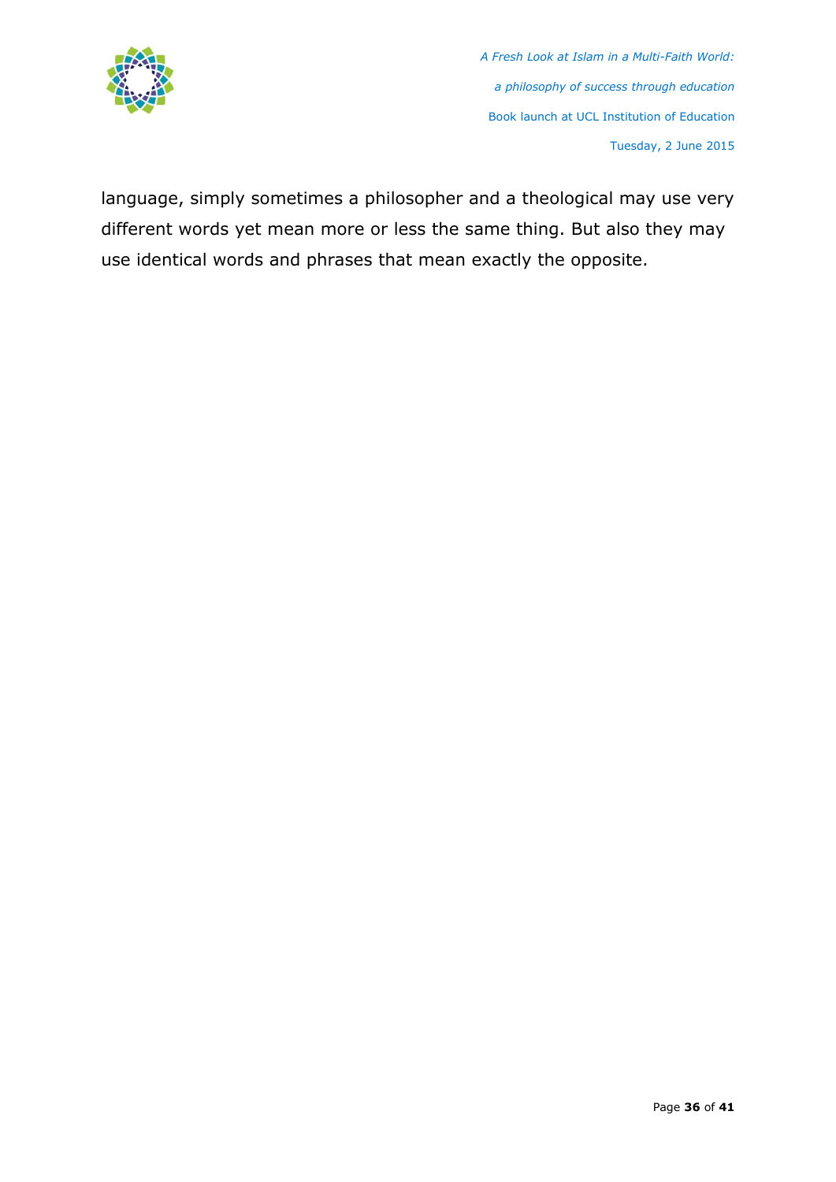language, simply sometimes a philosopher and a theological may use very different words yet mean more or less the same thing. But also they may use identical words and phrases that mean exactly the opposite.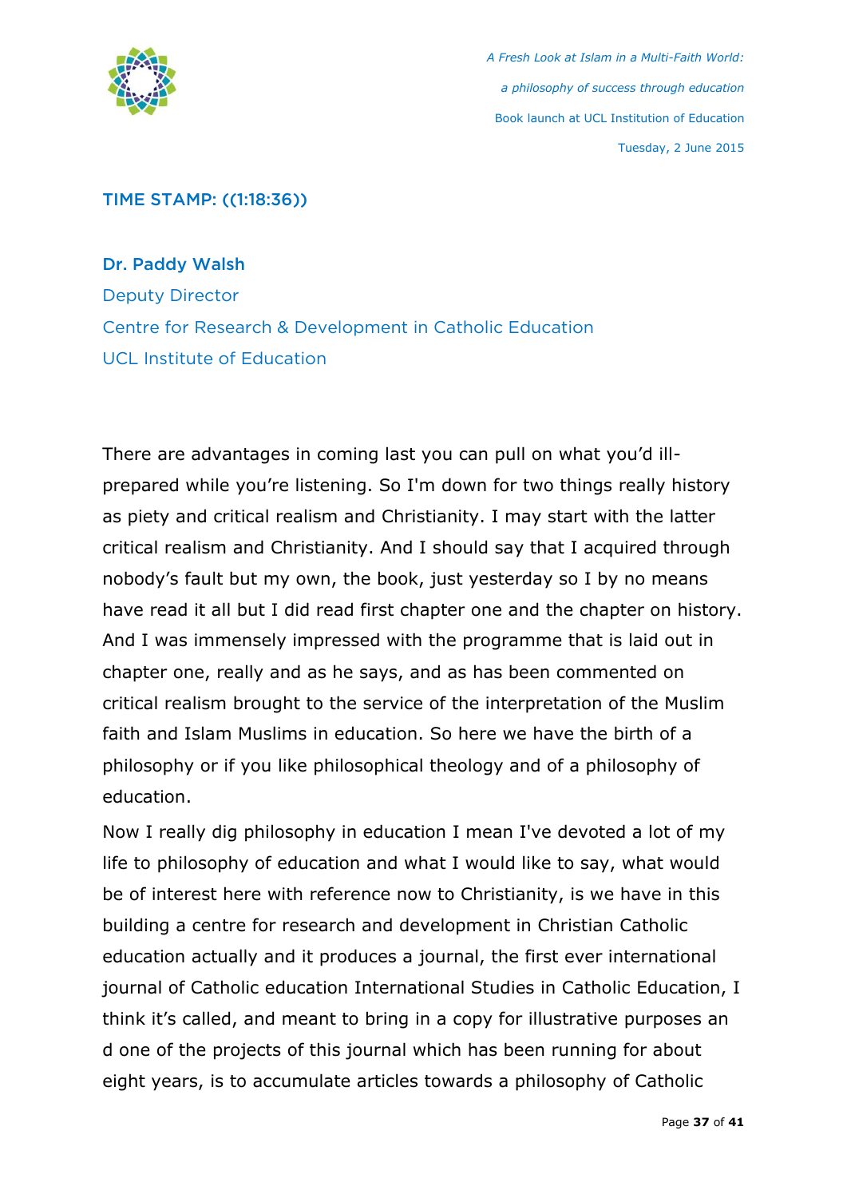TIME STAMP: ((1:18:36))

**Dr. Paddy Walsh**
Deputy Director
Centre for Research & Development in Catholic Education
UCL Institute of Education

There are advantages in coming last you can pull on what you'd ill-prepared while you're listening. So I'm down for two things really history as piety and critical realism and Christianity. I may start with the latter critical realism and Christianity. And I should say that I acquired through nobody's fault but my own, the book, just yesterday so I by no means have read it all but I did read first chapter one and the chapter on history. And I was immensely impressed with the programme that is laid out in chapter one, really and as he says, and as has been commented on critical realism brought to the service of the interpretation of the Muslim faith and Islam Muslims in education. So here we have the birth of a philosophy or if you like philosophical theology and of a philosophy of education.

Now I really dig philosophy in education I mean I've devoted a lot of my life to philosophy of education and what I would like to say, what would be of interest here with reference now to Christianity, is we have in this building a centre for research and development in Christian Catholic education actually and it produces a journal, the first ever international journal of Catholic education International Studies in Catholic Education, I think it's called, and meant to bring in a copy for illustrative purposes an d one of the projects of this journal which has been running for about eight years, is to accumulate articles towards a philosophy of Catholic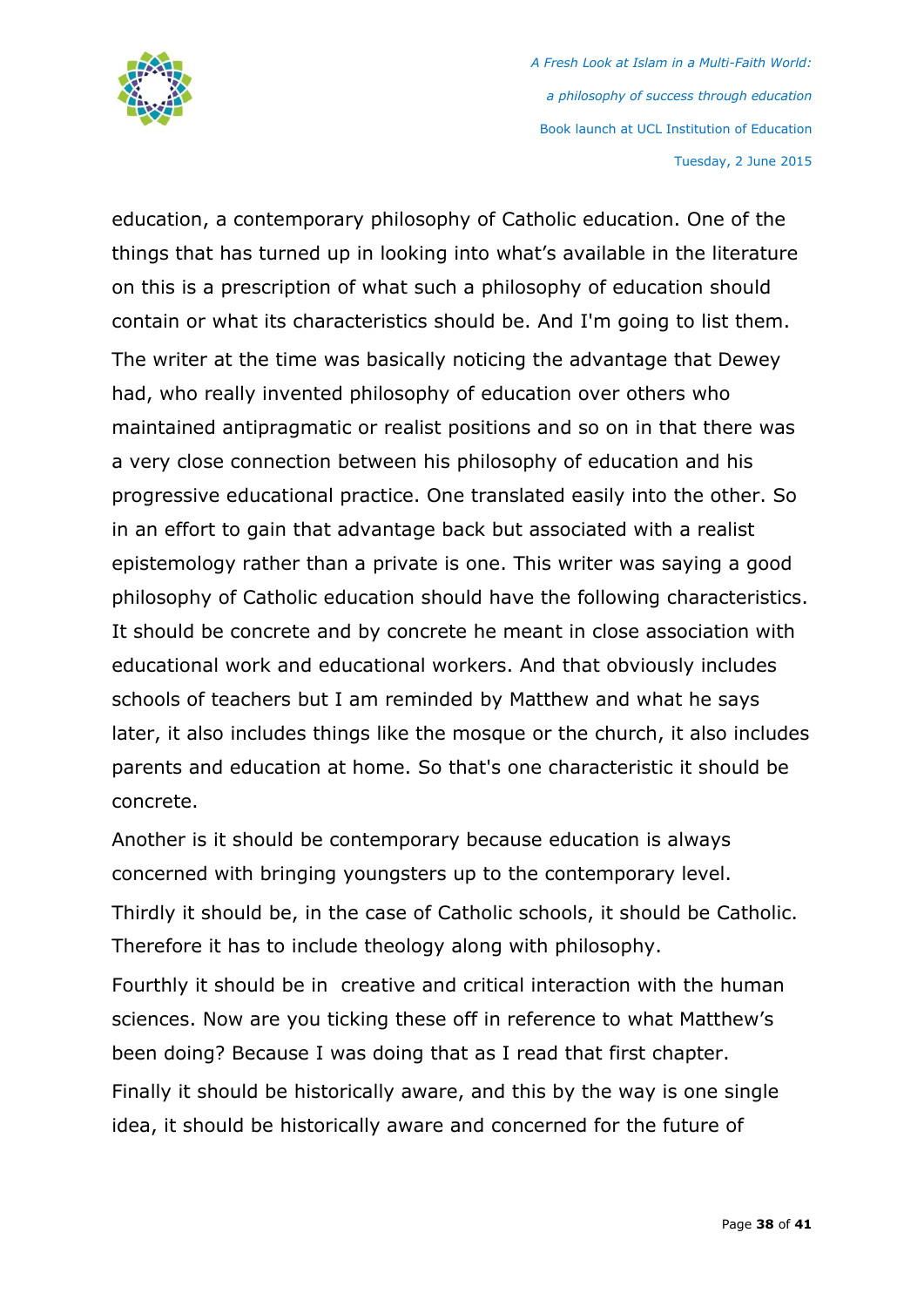education, a contemporary philosophy of Catholic education. One of the things that has turned up in looking into what's available in the literature on this is a prescription of what such a philosophy of education should contain or what its characteristics should be. And I'm going to list them.

The writer at the time was basically noticing the advantage that Dewey had, who really invented philosophy of education over others who maintained antipragmatic or realist positions and so on in that there was a very close connection between his philosophy of education and his progressive educational practice. One translated easily into the other. So in an effort to gain that advantage back but associated with a realist epistemology rather than a private is one. This writer was saying a good philosophy of Catholic education should have the following characteristics. It should be concrete and by concrete he meant in close association with educational work and educational workers. And that obviously includes schools of teachers but I am reminded by Matthew and what he says later, it also includes things like the mosque or the church, it also includes parents and education at home. So that's one characteristic it should be concrete.

Another is it should be contemporary because education is always concerned with bringing youngsters up to the contemporary level.

Thirdly it should be, in the case of Catholic schools, it should be Catholic. Therefore it has to include theology along with philosophy.

Fourthly it should be in creative and critical interaction with the human sciences. Now are you ticking these off in reference to what Matthew's been doing? Because I was doing that as I read that first chapter.

Finally it should be historically aware, and this by the way is one single idea, it should be historically aware and concerned for the future of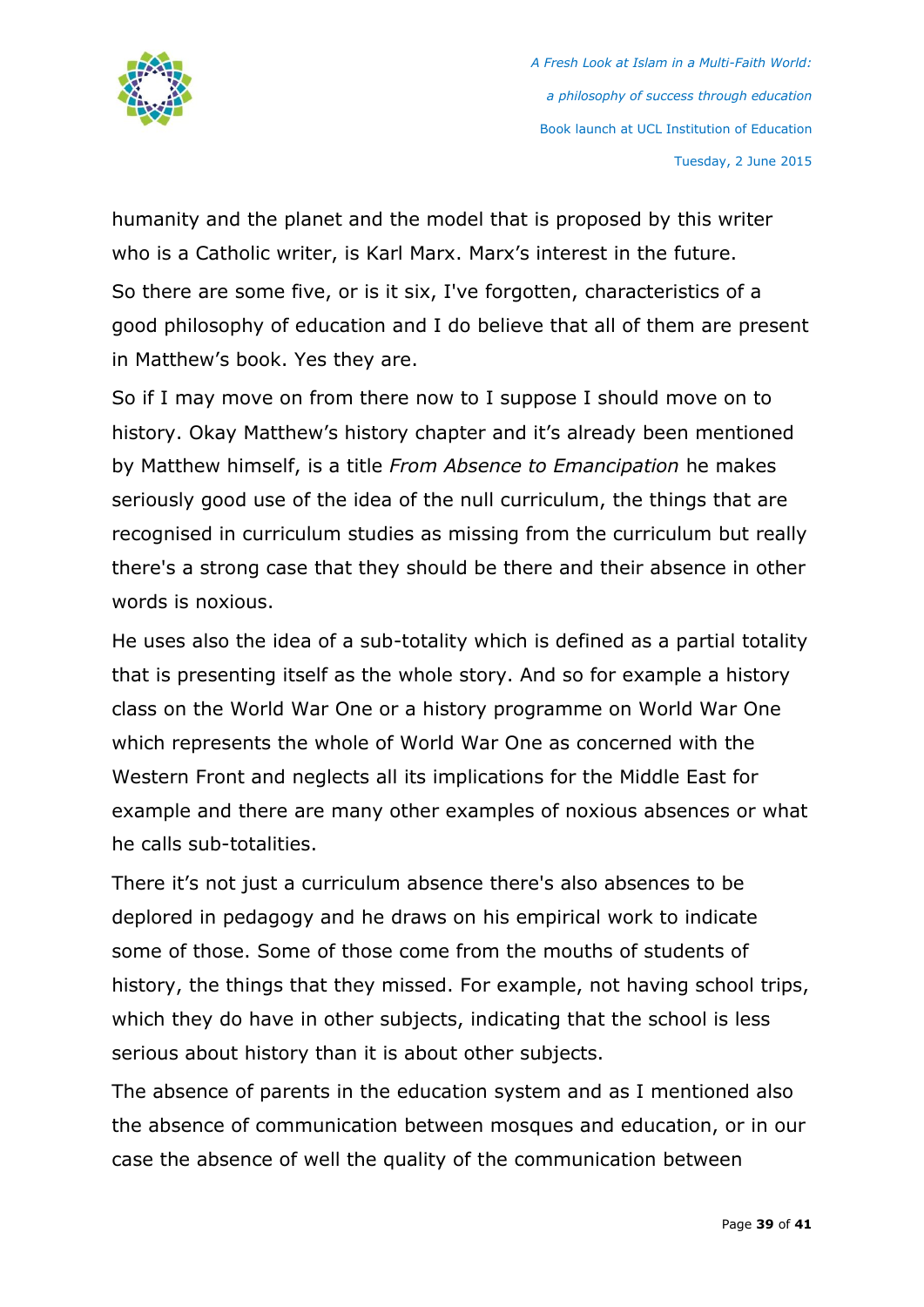humanity and the planet and the model that is proposed by this writer who is a Catholic writer, is Karl Marx. Marx's interest in the future.

So there are some five, or is it six, I've forgotten, characteristics of a good philosophy of education and I do believe that all of them are present in Matthew's book. Yes they are.

So if I may move on from there now to I suppose I should move on to history. Okay Matthew's history chapter and it's already been mentioned by Matthew himself, is a title *From Absence to Emancipation* he makes seriously good use of the idea of the null curriculum, the things that are recognised in curriculum studies as missing from the curriculum but really there's a strong case that they should be there and their absence in other words is noxious.

He uses also the idea of a sub-totality which is defined as a partial totality that is presenting itself as the whole story. And so for example a history class on the World War One or a history programme on World War One which represents the whole of World War One as concerned with the Western Front and neglects all its implications for the Middle East for example and there are many other examples of noxious absences or what he calls sub-totalities.

There it's not just a curriculum absence there's also absences to be deplored in pedagogy and he draws on his empirical work to indicate some of those. Some of those come from the mouths of students of history, the things that they missed. For example, not having school trips, which they do have in other subjects, indicating that the school is less serious about history than it is about other subjects.

The absence of parents in the education system and as I mentioned also the absence of communication between mosques and education, or in our case the absence of well the quality of the communication between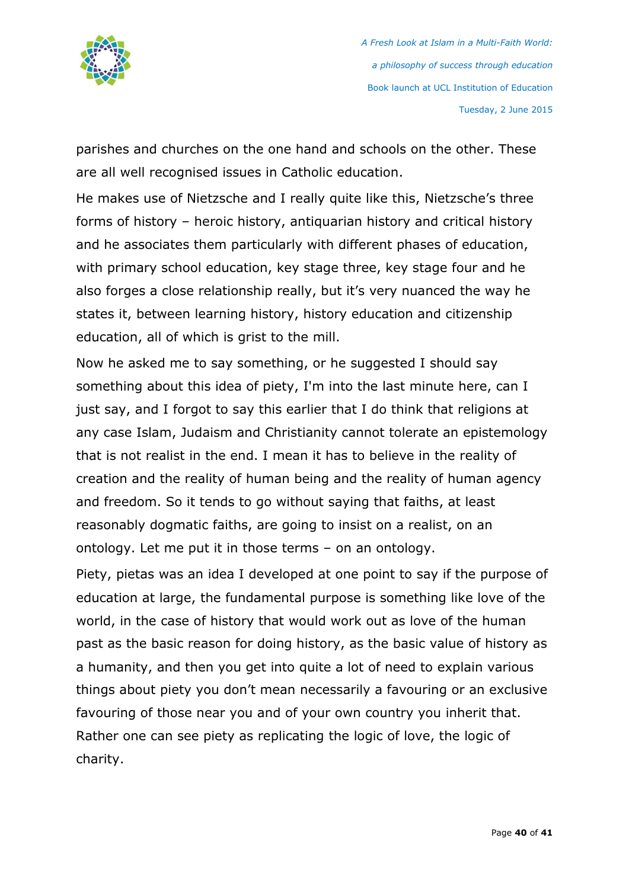parishes and churches on the one hand and schools on the other. These are all well recognised issues in Catholic education.

He makes use of Nietzsche and I really quite like this, Nietzsche's three forms of history – heroic history, antiquarian history and critical history and he associates them particularly with different phases of education, with primary school education, key stage three, key stage four and he also forges a close relationship really, but it's very nuanced the way he states it, between learning history, history education and citizenship education, all of which is grist to the mill.

Now he asked me to say something, or he suggested I should say something about this idea of piety, I'm into the last minute here, can I just say, and I forgot to say this earlier that I do think that religions at any case Islam, Judaism and Christianity cannot tolerate an epistemology that is not realist in the end. I mean it has to believe in the reality of creation and the reality of human being and the reality of human agency and freedom. So it tends to go without saying that faiths, at least reasonably dogmatic faiths, are going to insist on a realist, on an ontology. Let me put it in those terms – on an ontology.

Piety, pietas was an idea I developed at one point to say if the purpose of education at large, the fundamental purpose is something like love of the world, in the case of history that would work out as love of the human past as the basic reason for doing history, as the basic value of history as a humanity, and then you get into quite a lot of need to explain various things about piety you don't mean necessarily a favouring or an exclusive favouring of those near you and of your own country you inherit that. Rather one can see piety as replicating the logic of love, the logic of charity.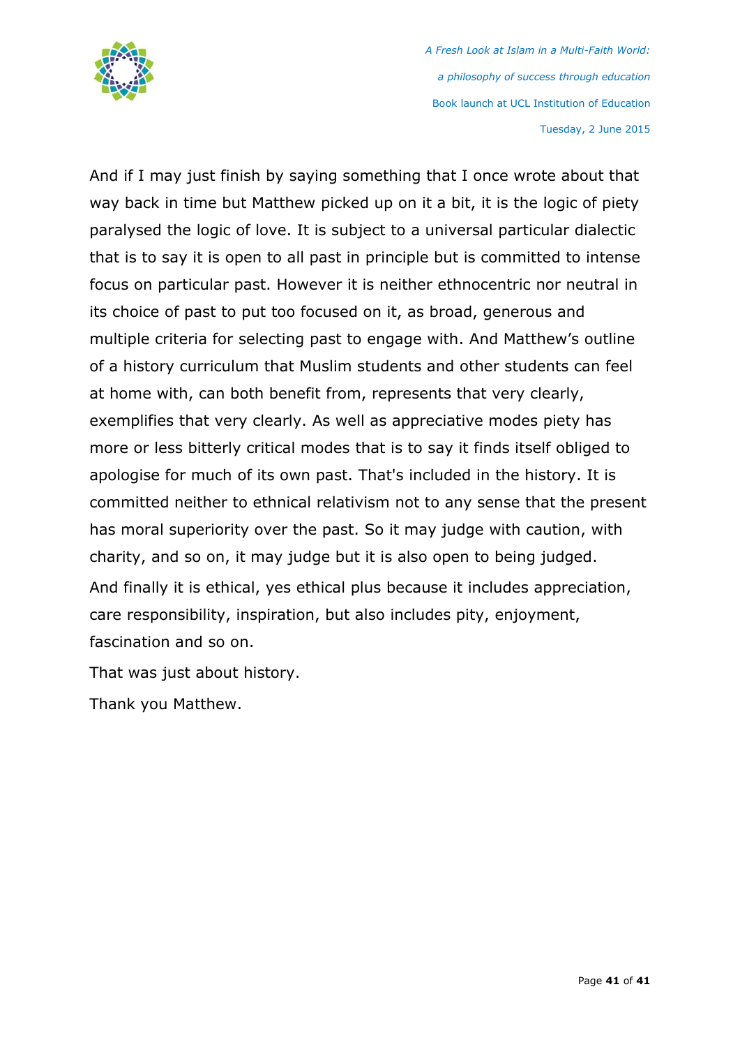And if I may just finish by saying something that I once wrote about that way back in time but Matthew picked up on it a bit, it is the logic of piety paralysed the logic of love. It is subject to a universal particular dialectic that is to say it is open to all past in principle but is committed to intense focus on particular past. However it is neither ethnocentric nor neutral in its choice of past to put too focused on it, as broad, generous and multiple criteria for selecting past to engage with. And Matthew's outline of a history curriculum that Muslim students and other students can feel at home with, can both benefit from, represents that very clearly, exemplifies that very clearly. As well as appreciative modes piety has more or less bitterly critical modes that is to say it finds itself obliged to apologise for much of its own past. That's included in the history. It is committed neither to ethnical relativism not to any sense that the present has moral superiority over the past. So it may judge with caution, with charity, and so on, it may judge but it is also open to being judged.

And finally it is ethical, yes ethical plus because it includes appreciation, care responsibility, inspiration, but also includes pity, enjoyment, fascination and so on.

That was just about history.

Thank you Matthew.